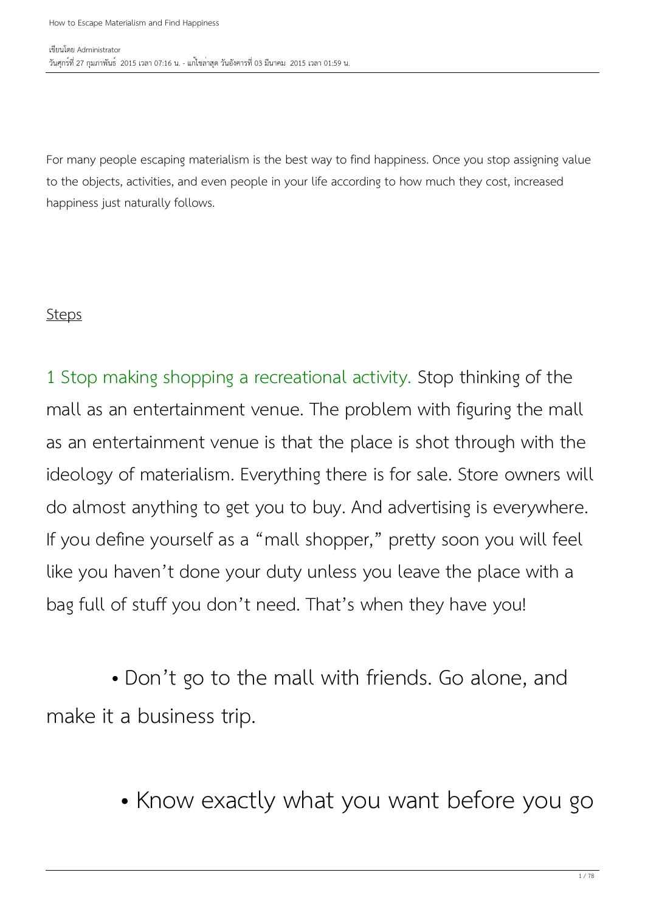For many people escaping materialism is the best way to find happiness. Once you stop assigning value to the objects, activities, and even people in your life according to how much they cost, increased happiness just naturally follows.

## Steps

1 Stop making shopping a recreational activity. Stop thinking of the mall as an entertainment venue. The problem with figuring the mall as an entertainment venue is that the place is shot through with the ideology of materialism. Everything there is for sale. Store owners will do almost anything to get you to buy. And advertising is everywhere. If you define yourself as a "mall shopper," pretty soon you will feel like you haven't done your duty unless you leave the place with a bag full of stuff you don't need. That's when they have you!

- Don't go to the mall with friends. Go alone, and make it a business trip.

- Know exactly what you want before you go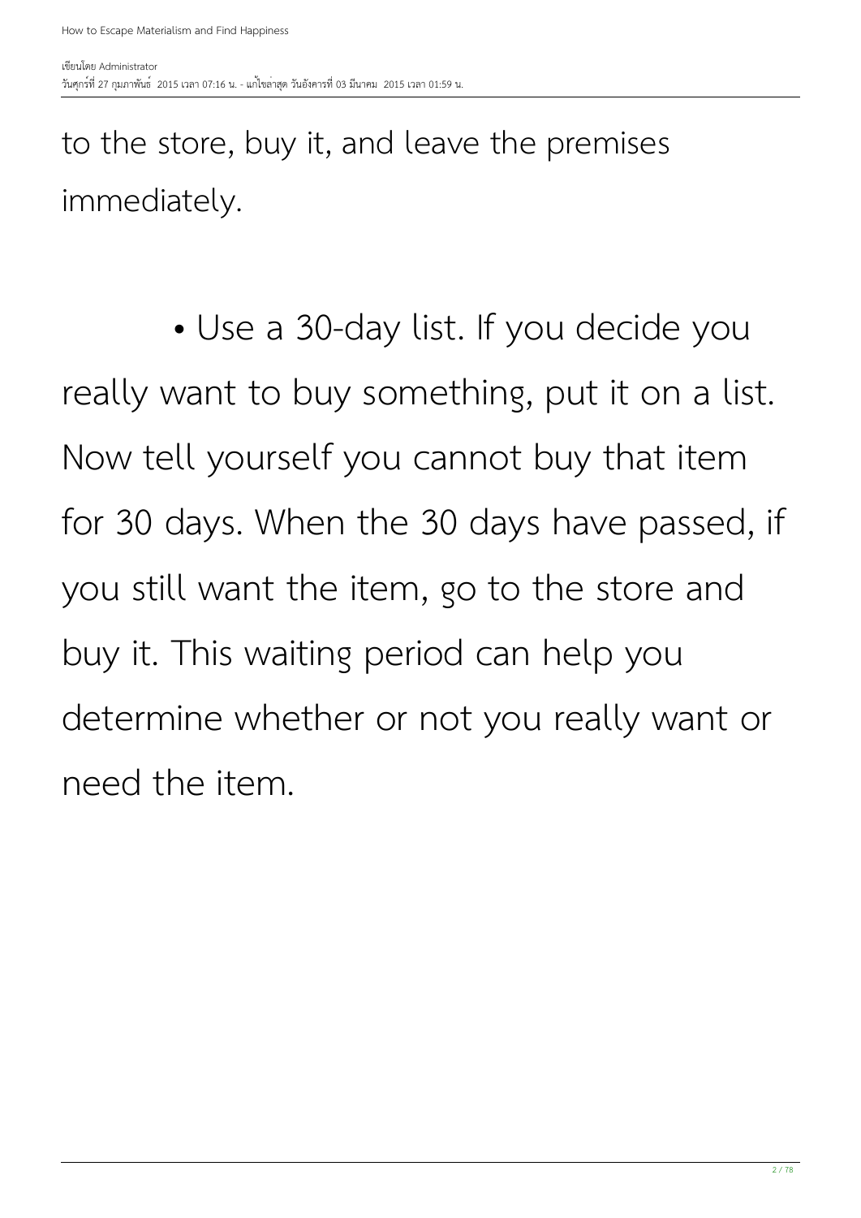to the store, buy it, and leave the premises immediately.

- Use a 30-day list. If you decide you really want to buy something, put it on a list. Now tell yourself you cannot buy that item for 30 days. When the 30 days have passed, if you still want the item, go to the store and buy it. This waiting period can help you determine whether or not you really want or need the item.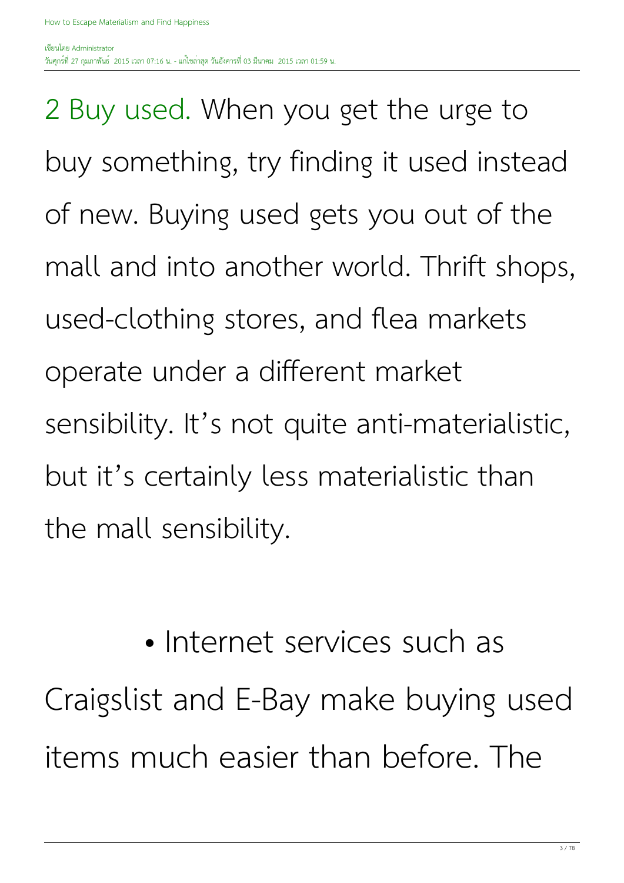2 Buy used. When you get the urge to buy something, try finding it used instead of new. Buying used gets you out of the mall and into another world. Thrift shops, used-clothing stores, and flea markets operate under a different market sensibility. It's not quite anti-materialistic, but it's certainly less materialistic than the mall sensibility.

- Internet services such as Craigslist and E-Bay make buying used items much easier than before. The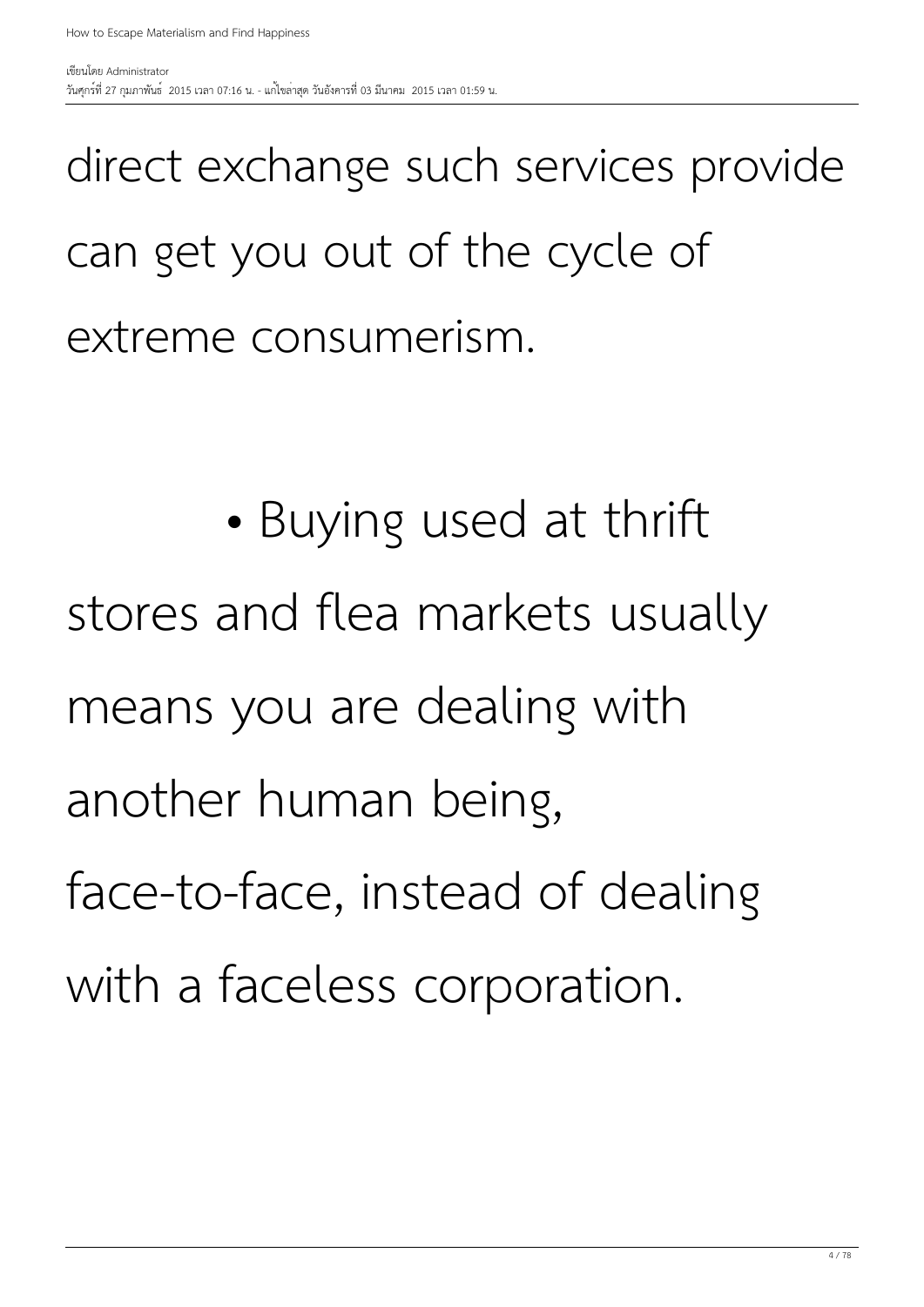direct exchange such services provide can get you out of the cycle of extreme consumerism.

- Buying used at thrift stores and flea markets usually means you are dealing with another human being, face-to-face, instead of dealing with a faceless corporation.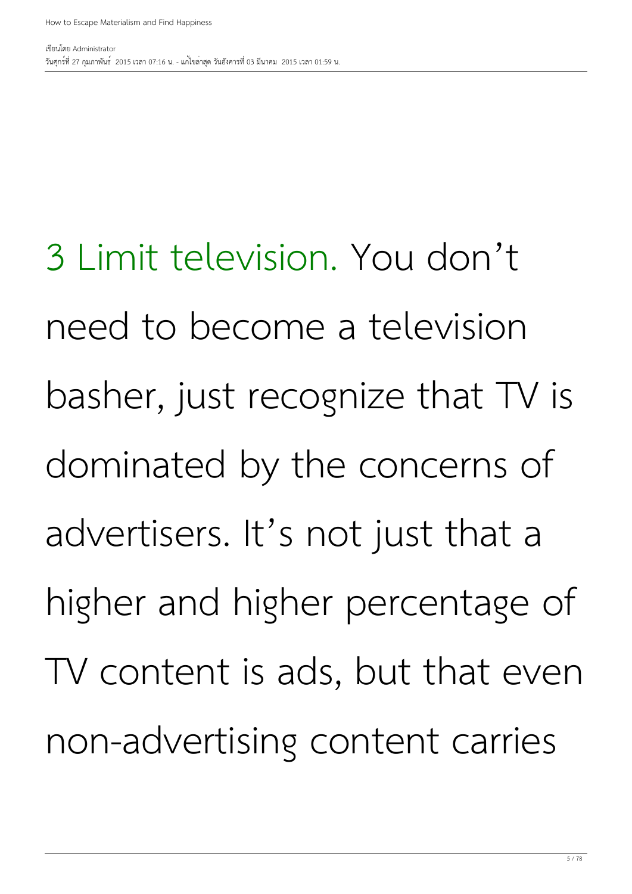3 Limit television. You don’t need to become a television basher, just recognize that TV is dominated by the concerns of advertisers. It’s not just that a higher and higher percentage of TV content is ads, but that even non-advertising content carries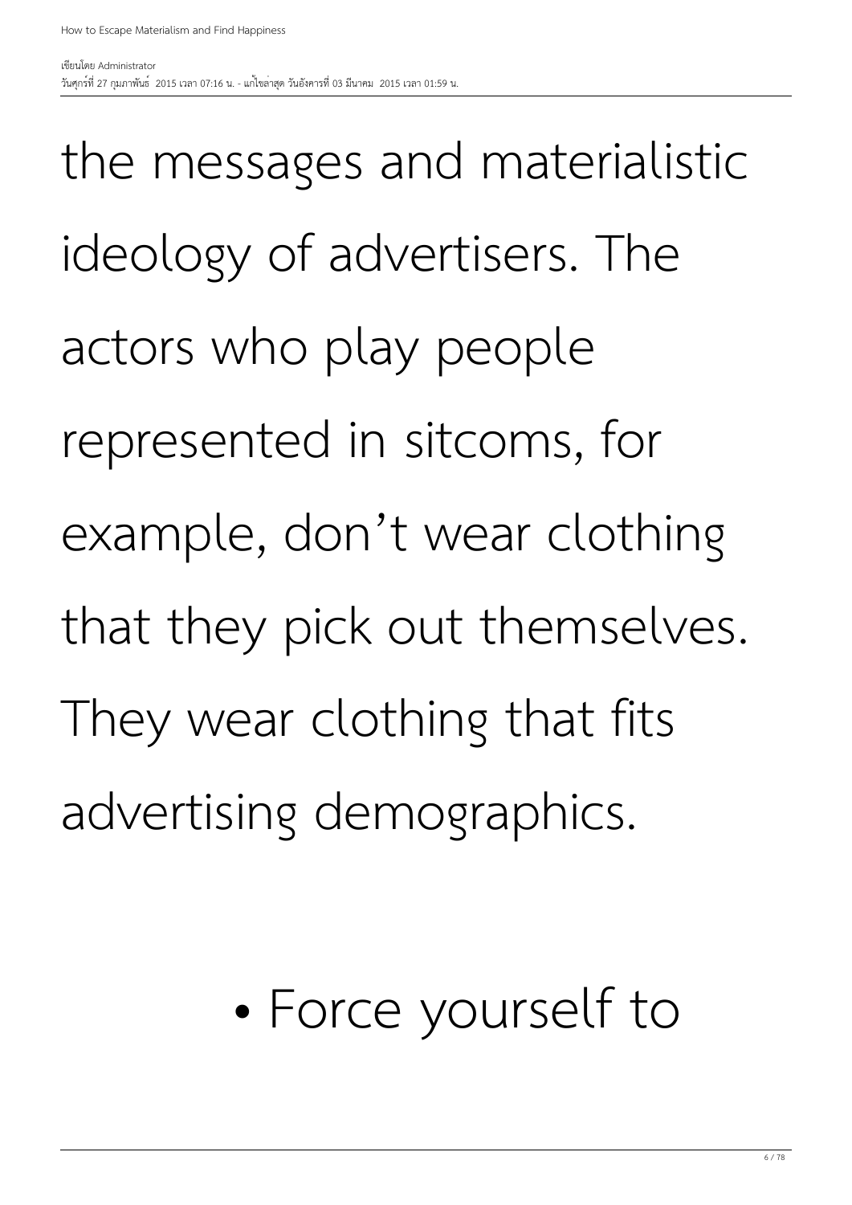the messages and materialistic ideology of advertisers. The actors who play people represented in sitcoms, for example, don't wear clothing that they pick out themselves. They wear clothing that fits advertising demographics.

- Force yourself to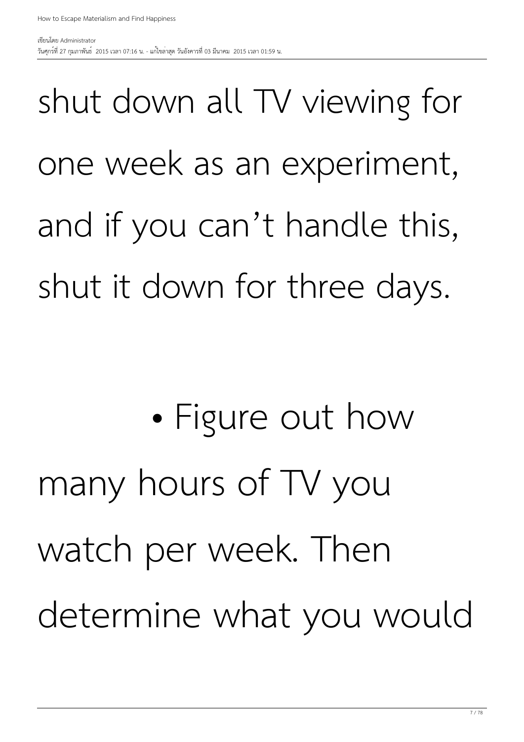shut down all TV viewing for one week as an experiment, and if you can’t handle this, shut it down for three days.

- Figure out how many hours of TV you watch per week. Then determine what you would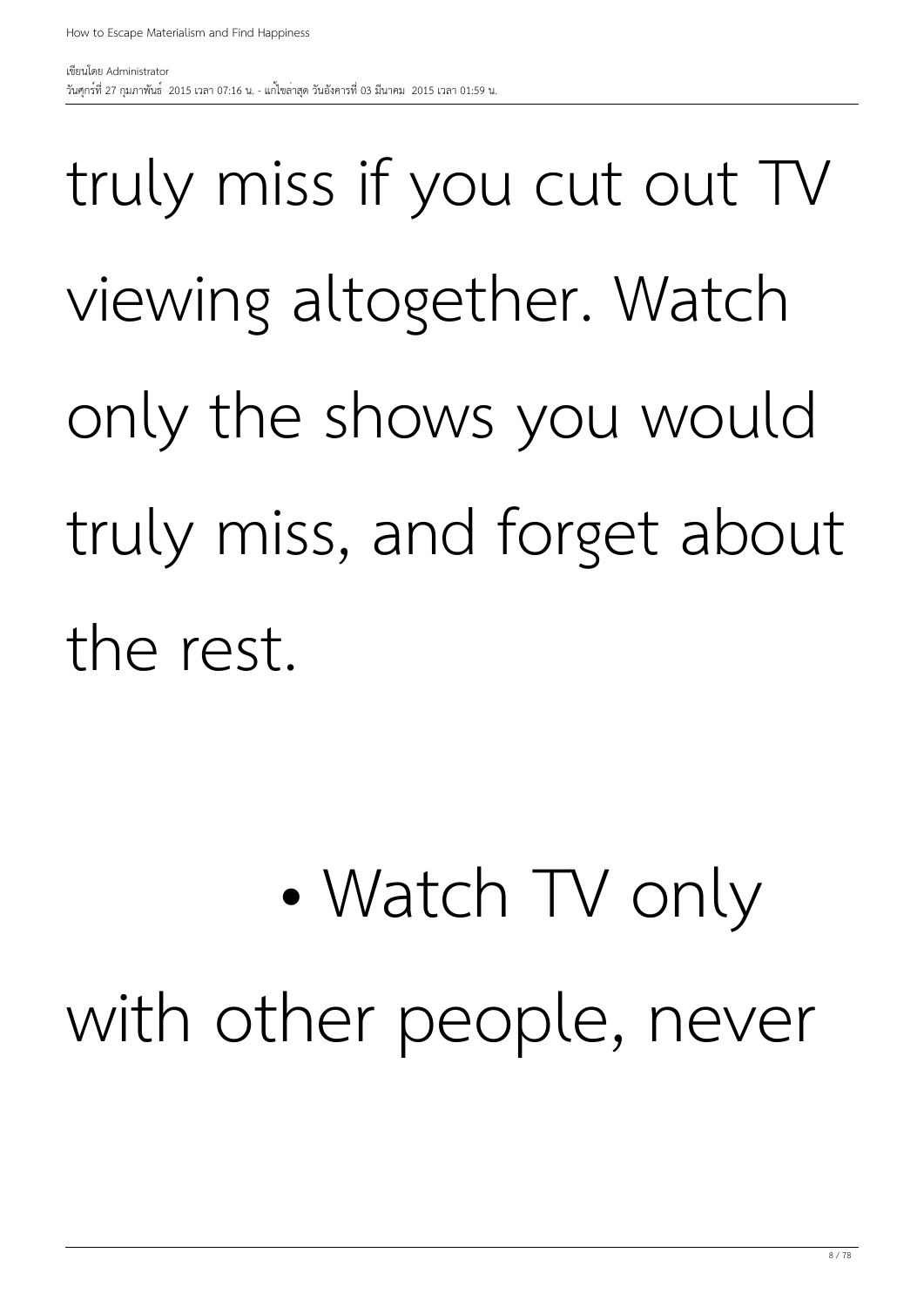truly miss if you cut out TV viewing altogether. Watch only the shows you would truly miss, and forget about the rest.

- Watch TV only with other people, never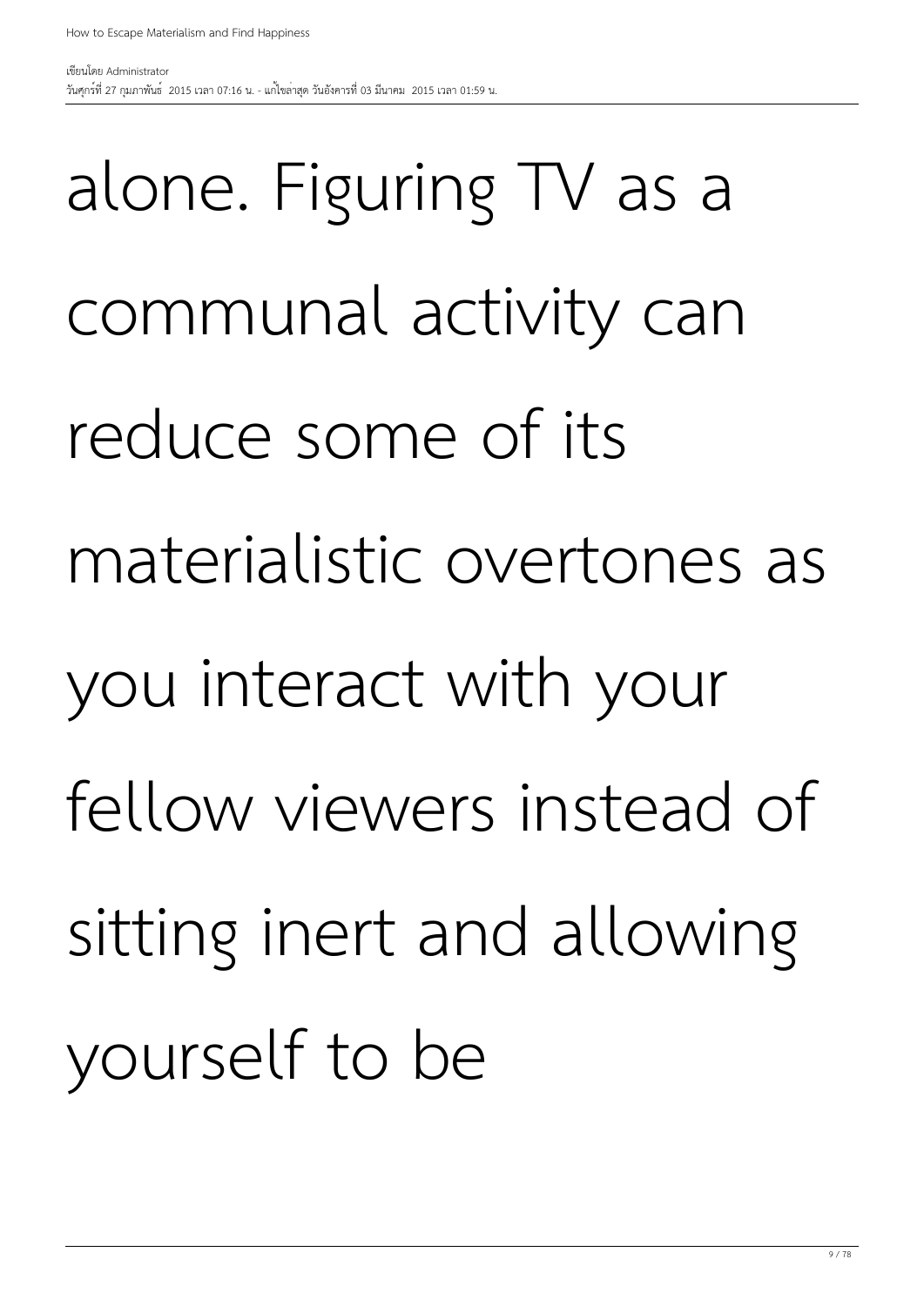alone. Figuring TV as a communal activity can reduce some of its materialistic overtones as you interact with your fellow viewers instead of sitting inert and allowing yourself to be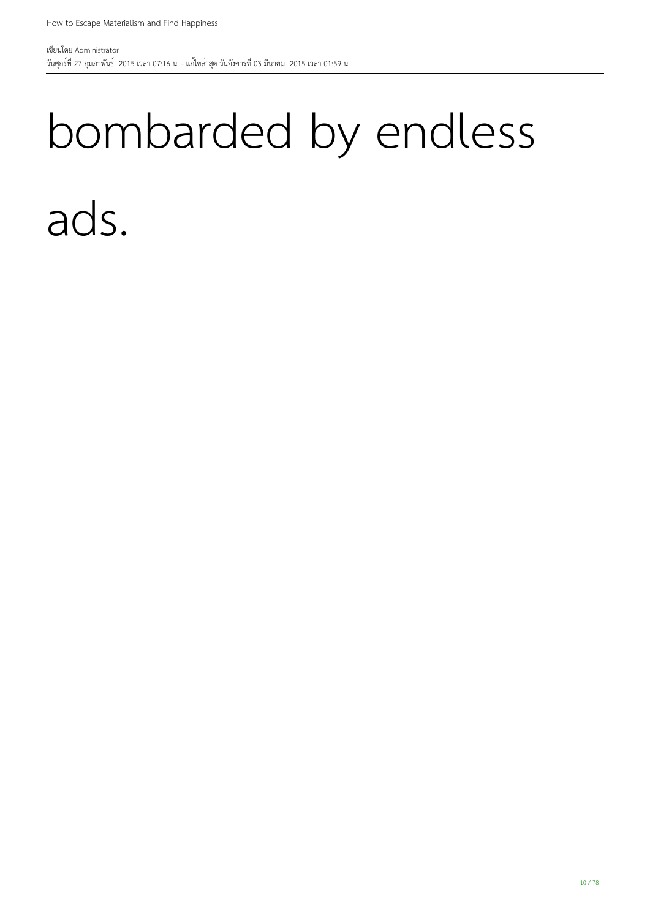bombarded by endless

ads.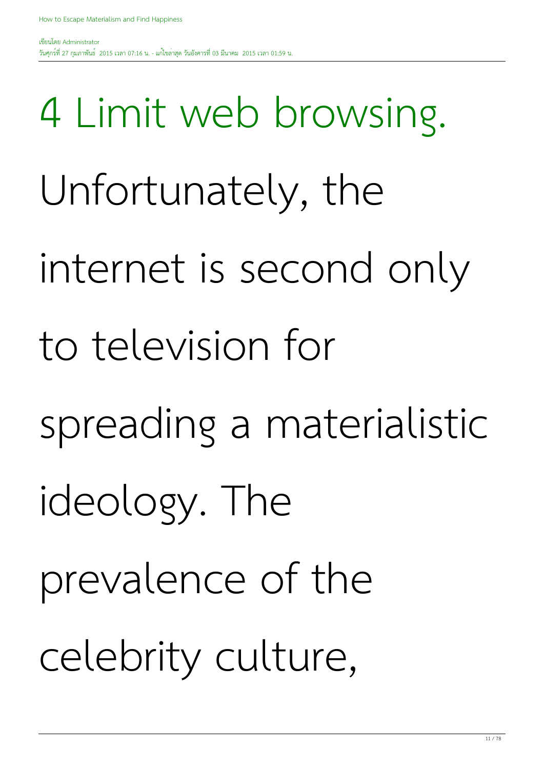## 4 Limit web browsing.

Unfortunately, the internet is second only to television for spreading a materialistic ideology. The prevalence of the celebrity culture,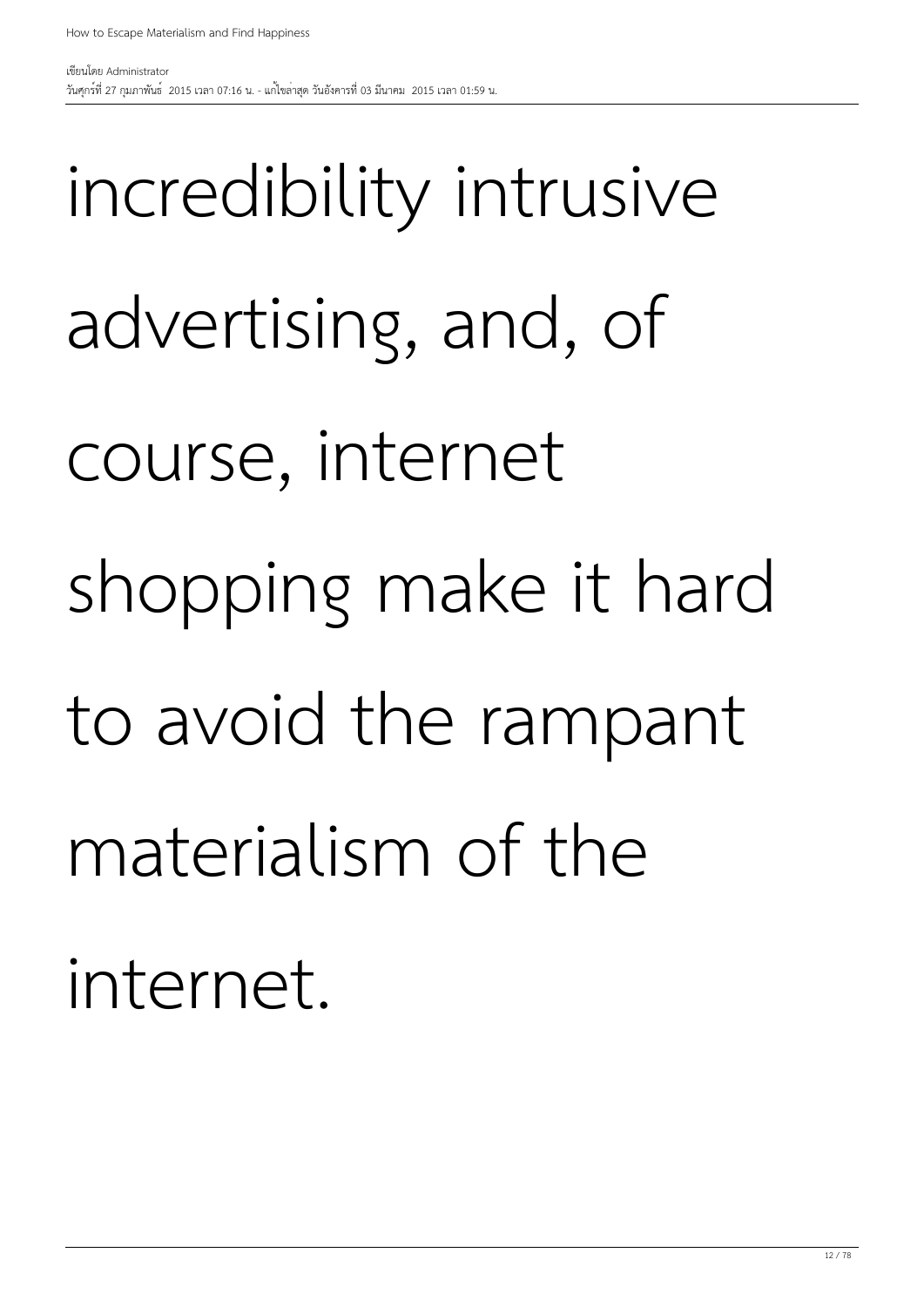incredibility intrusive advertising, and, of course, internet shopping make it hard to avoid the rampant materialism of the internet.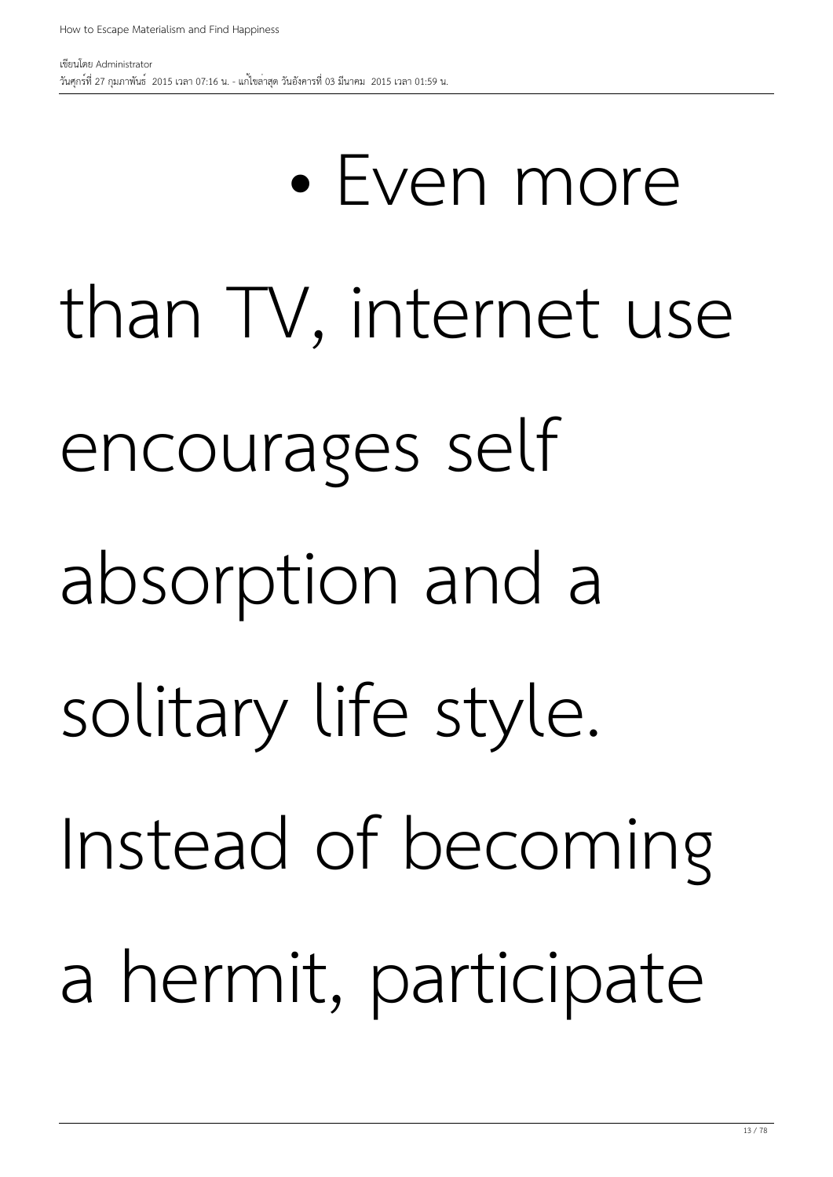- Even more than TV, internet use encourages self absorption and a solitary life style. Instead of becoming a hermit, participate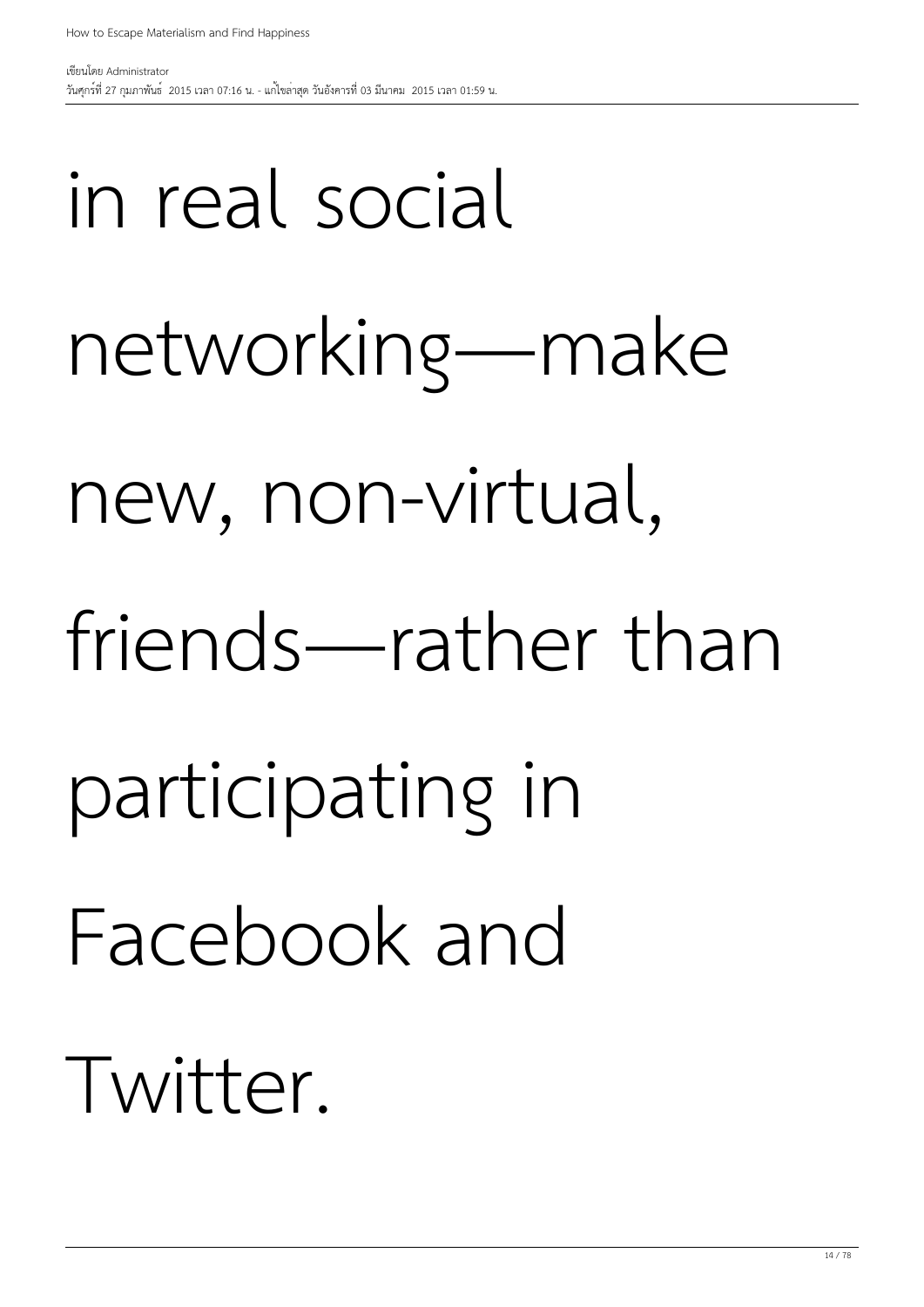in real social networking—make new, non-virtual, friends—rather than participating in Facebook and Twitter.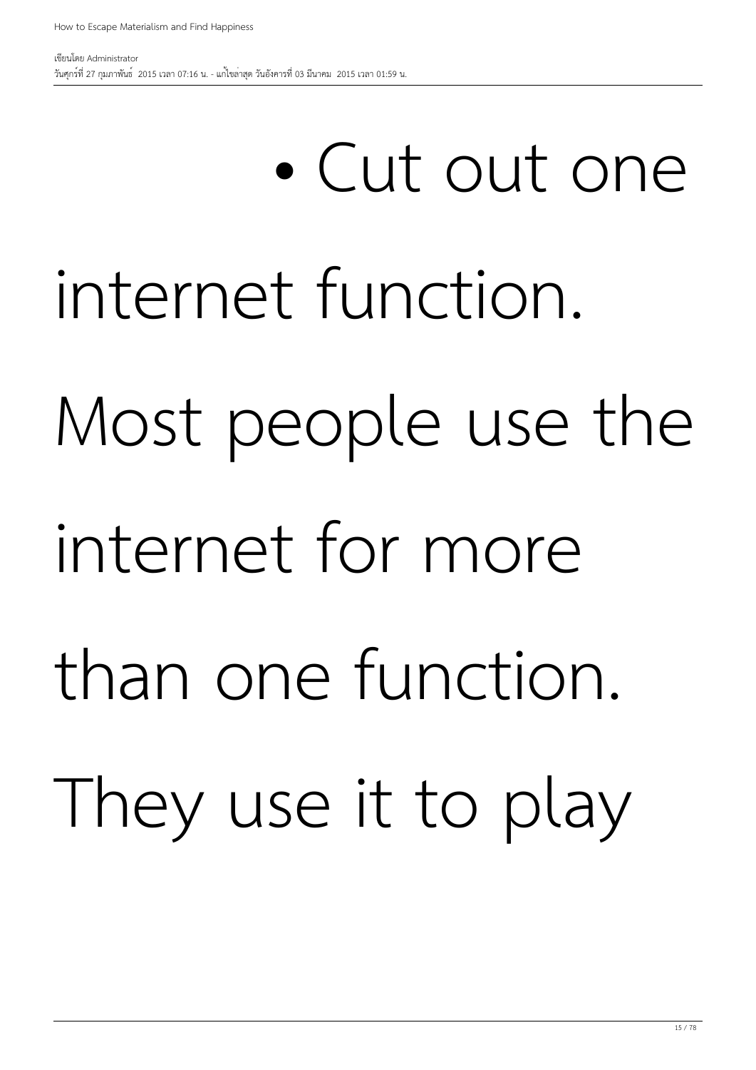- Cut out one internet function. Most people use the internet for more than one function. They use it to play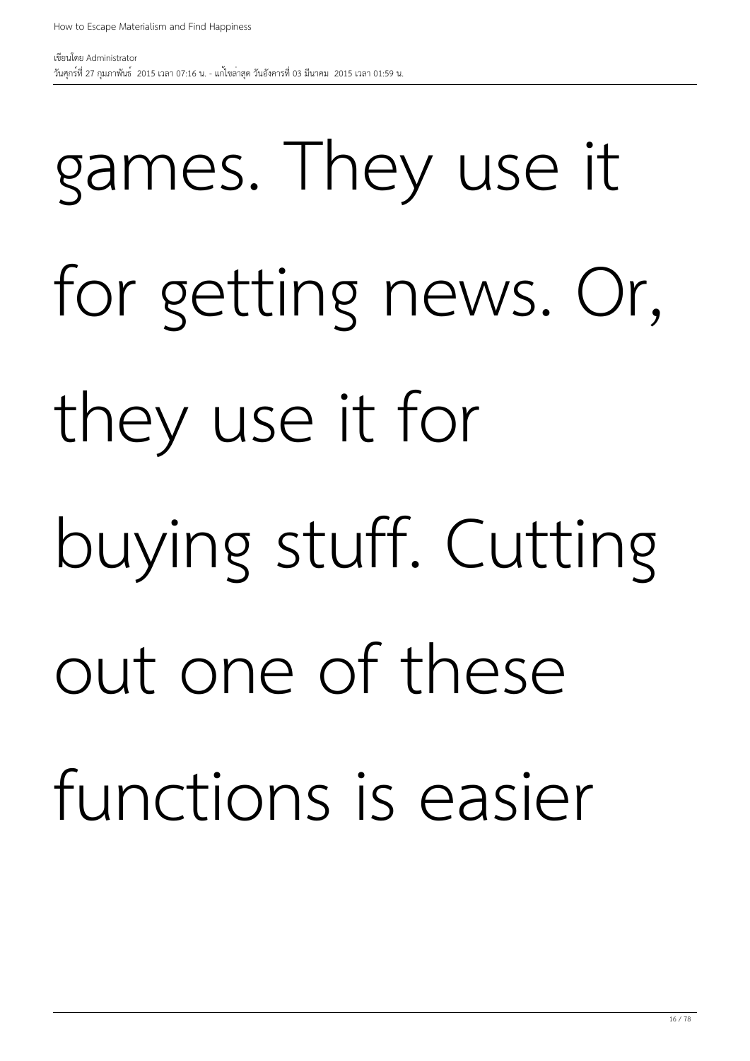games. They use it for getting news. Or, they use it for buying stuff. Cutting out one of these functions is easier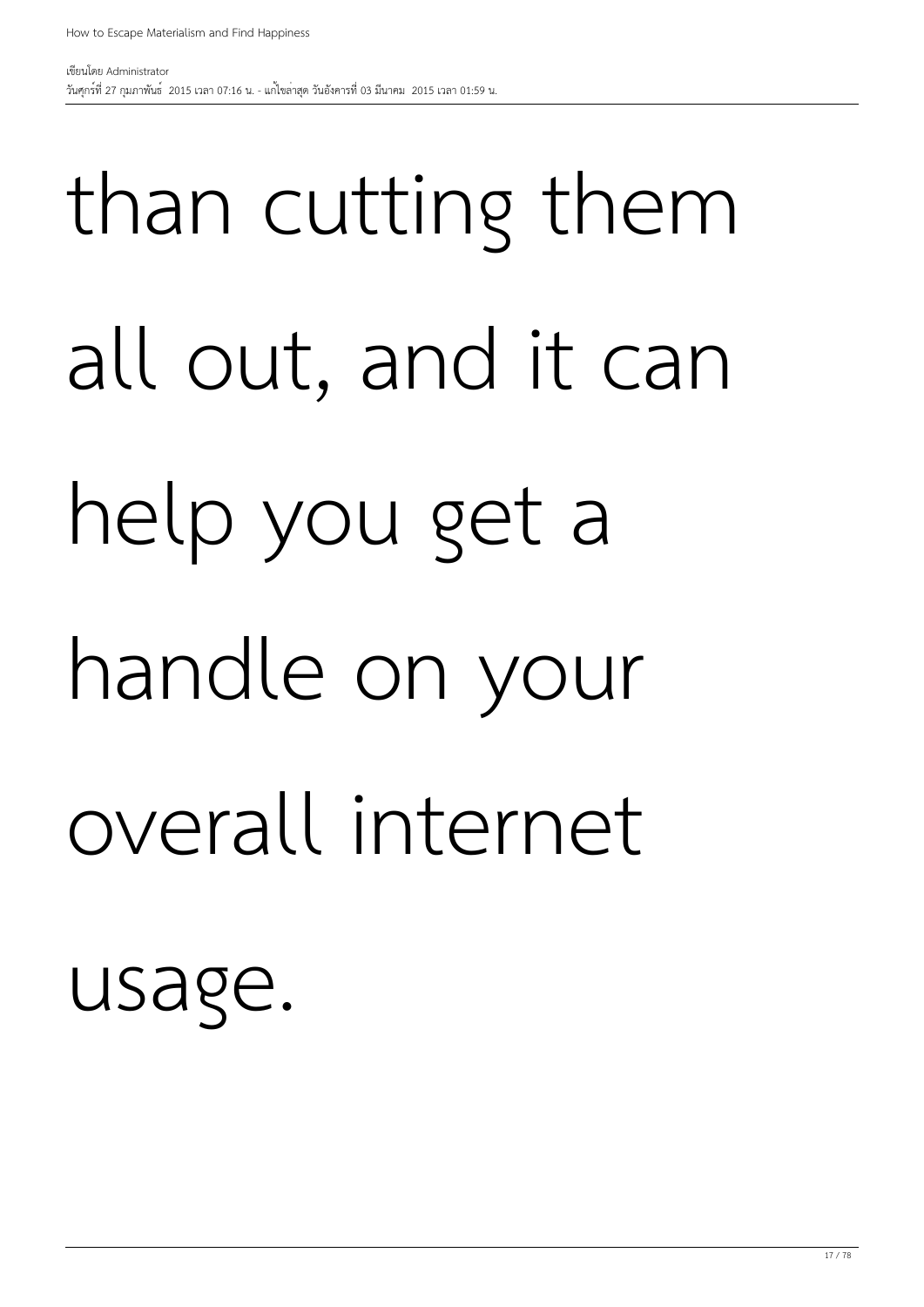than cutting them all out, and it can help you get a handle on your overall internet usage.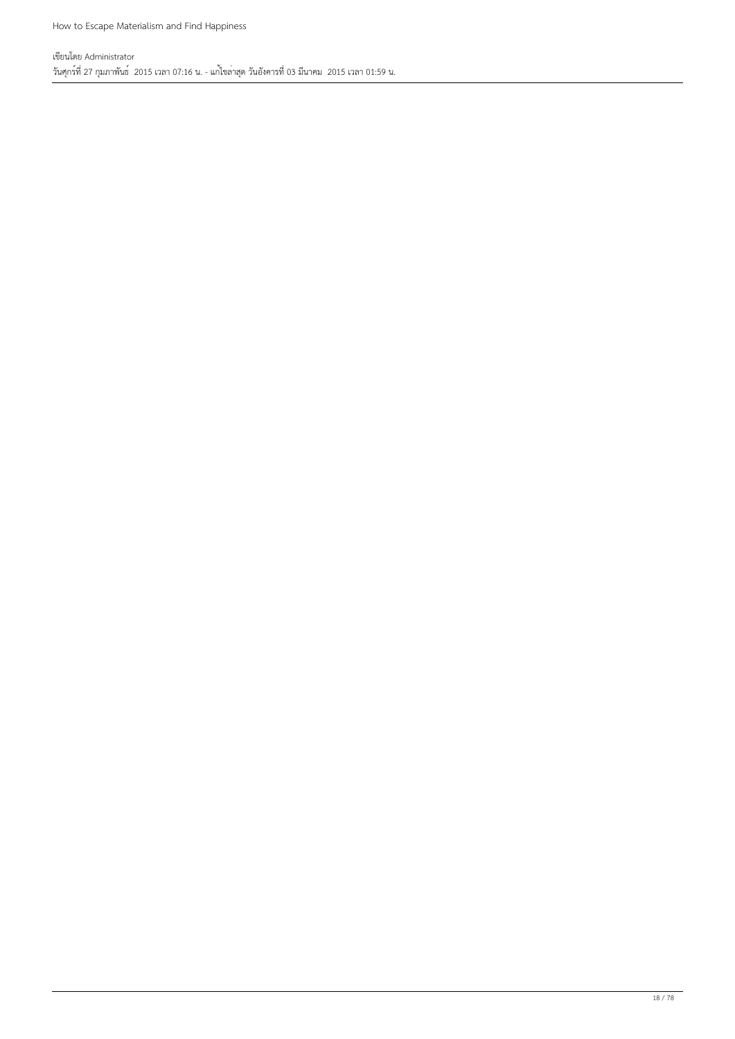How to Escape Materialism and Find Happiness

เขียนโดย Administrator
วันศุกร์ที่ 27 กุมภาพันธ์ 2015 เวลา 07:16 น. - แก้ไขล่าสุด วันอังคารที่ 03 มีนาคม 2015 เวลา 01:59 น.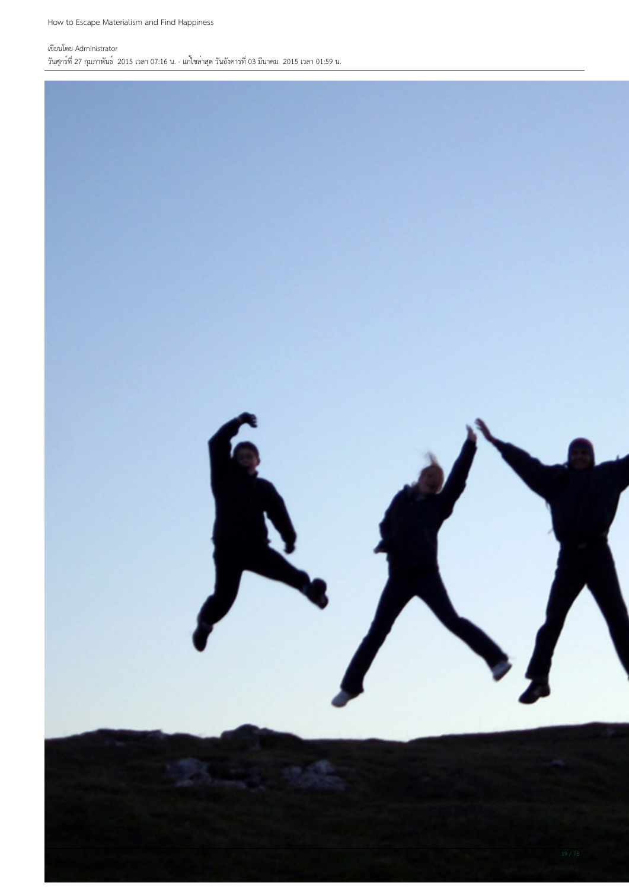How to Escape Materialism and Find Happiness

เขียนโดย Administrator
วันศุกร์ที่ 27 กุมภาพันธ์ 2015 เวลา 07:16 น. - แก้ไขล่าสุด วันอังคารที่ 03 มีนาคม 2015 เวลา 01:59 น.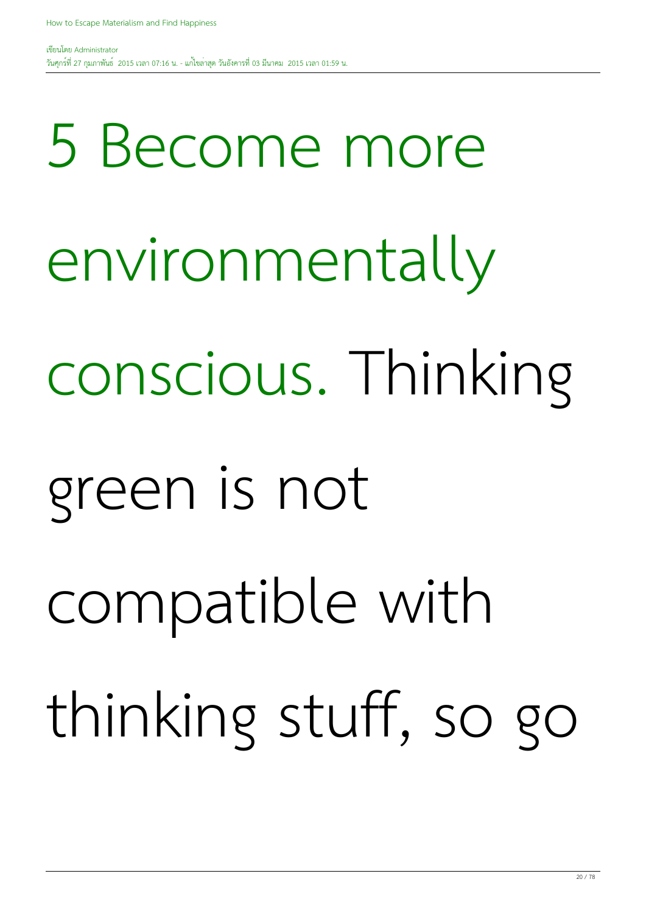5 Become more environmentally conscious. Thinking green is not compatible with thinking stuff, so go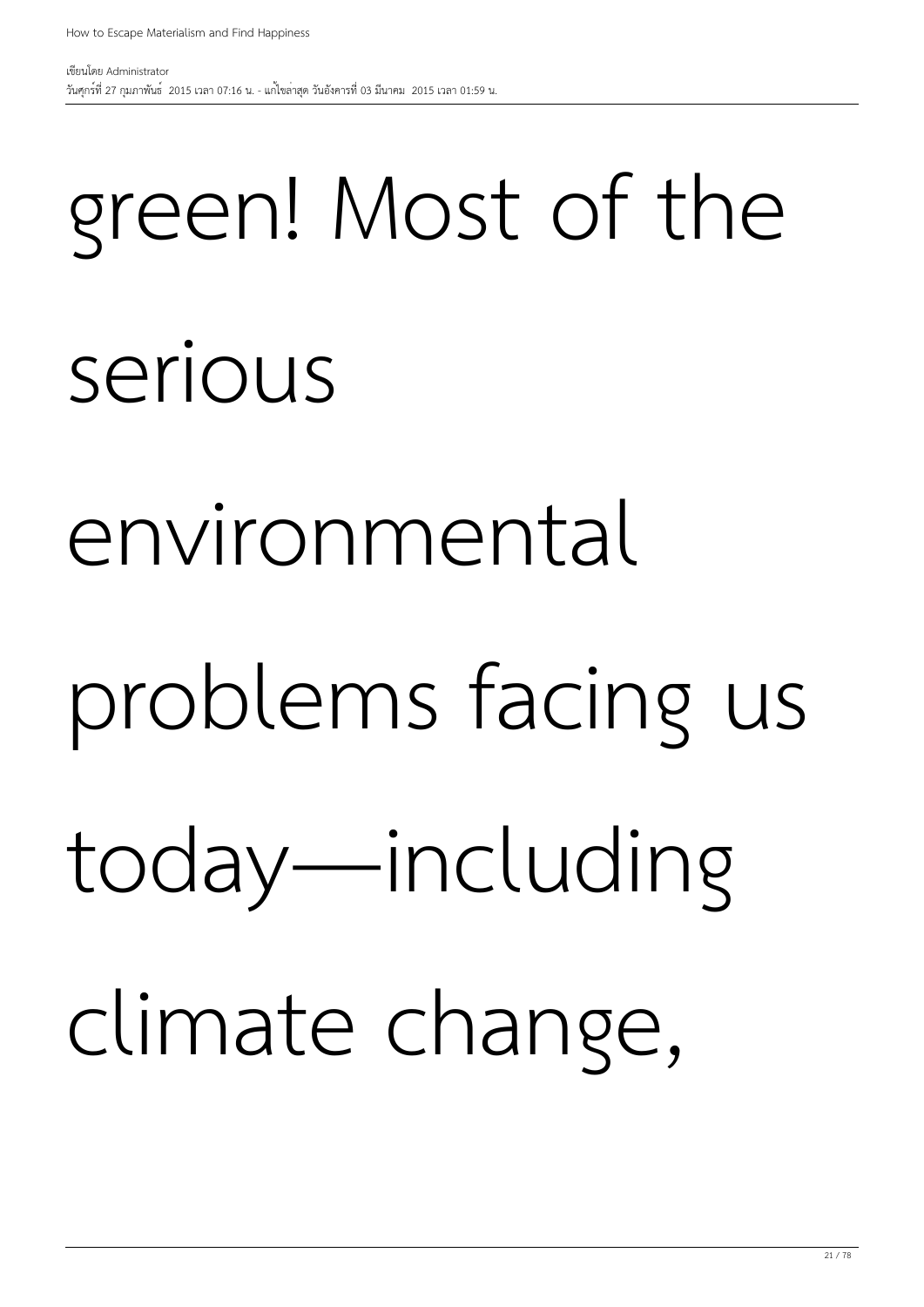green! Most of the serious environmental problems facing us today—including climate change,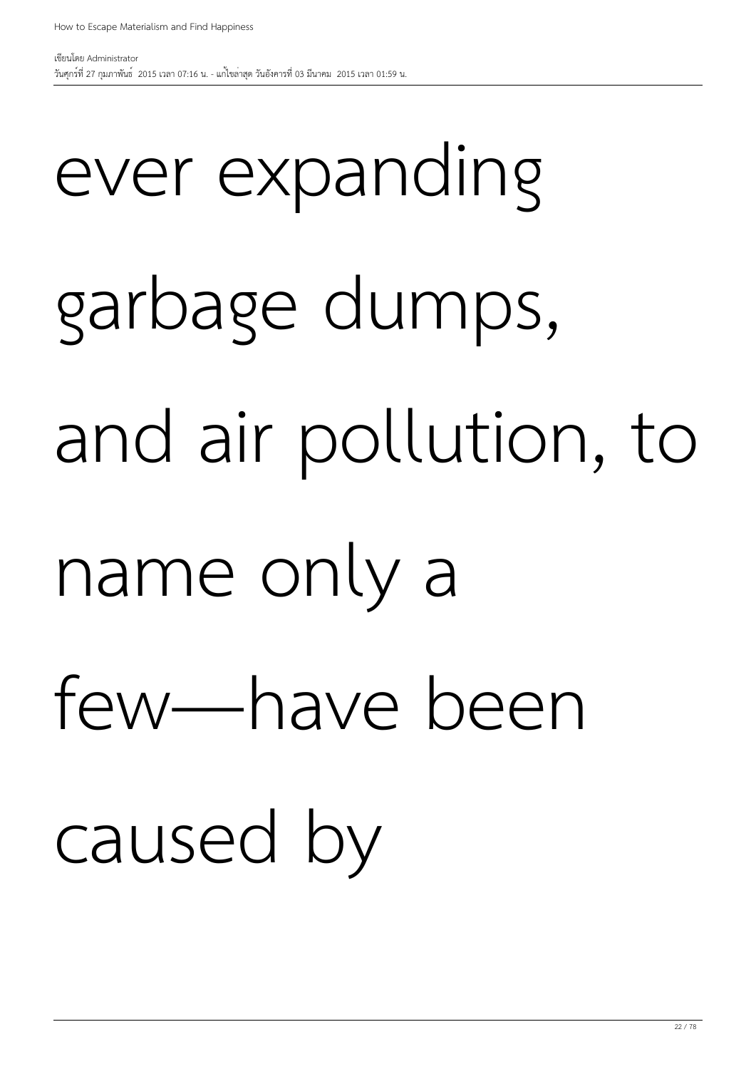ever expanding garbage dumps, and air pollution, to name only a few—have been caused by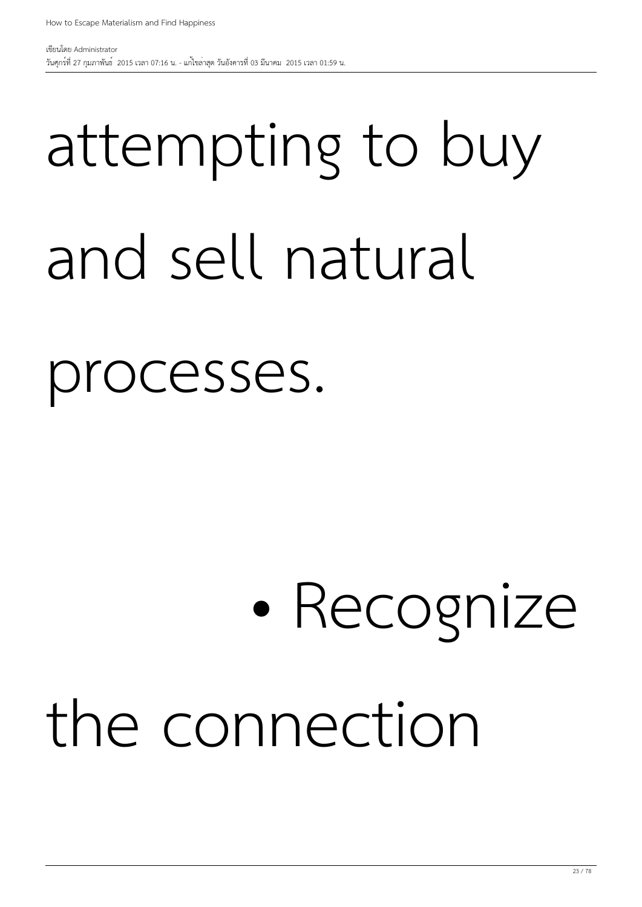attempting to buy and sell natural processes.

- Recognize the connection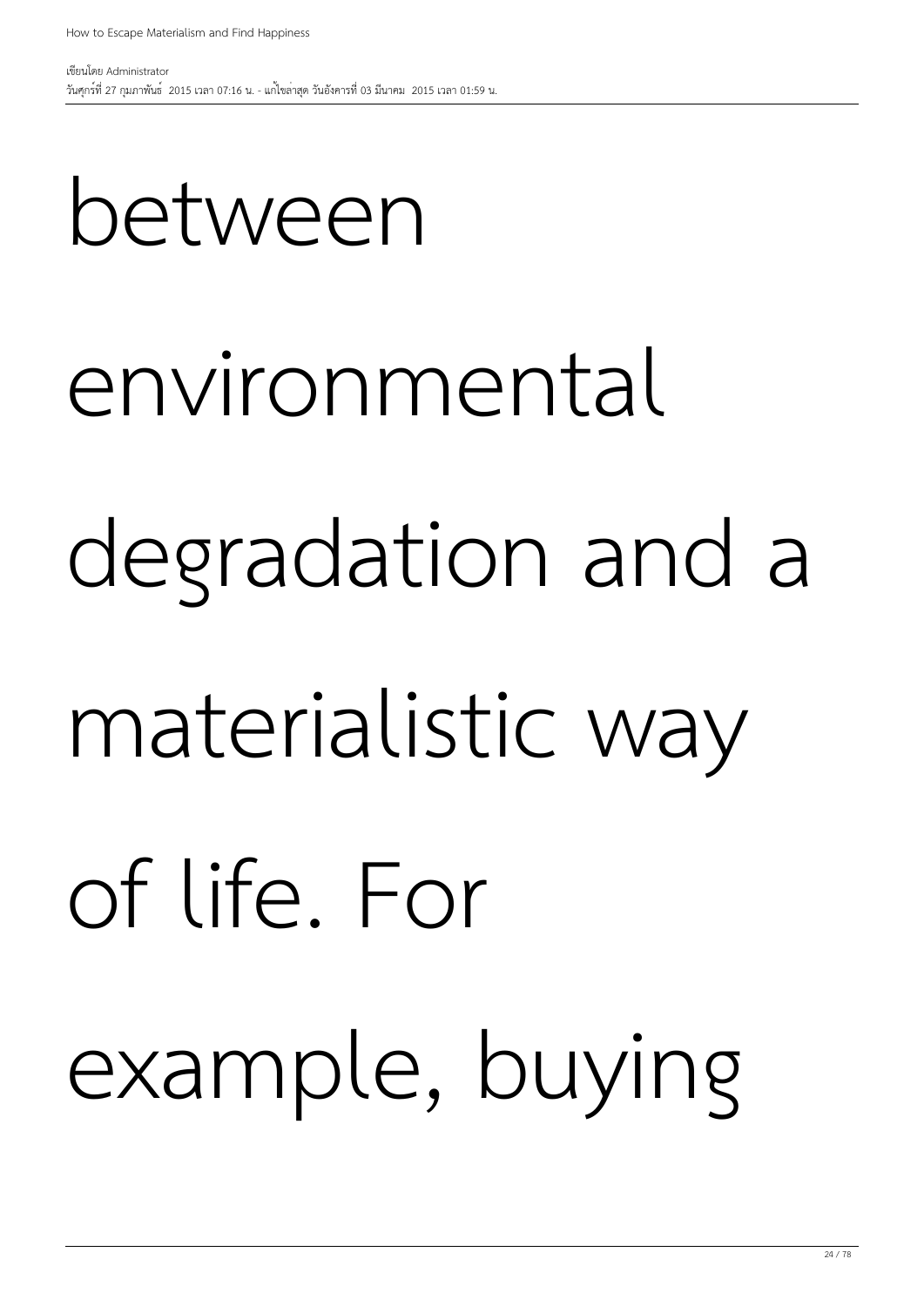between environmental degradation and a materialistic way of life. For example, buying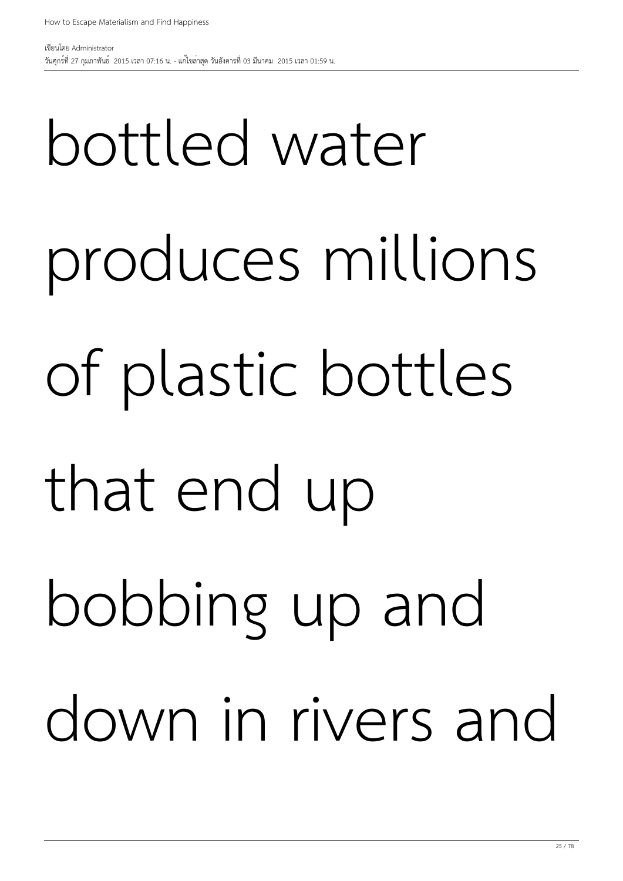bottled water produces millions of plastic bottles that end up bobbing up and down in rivers and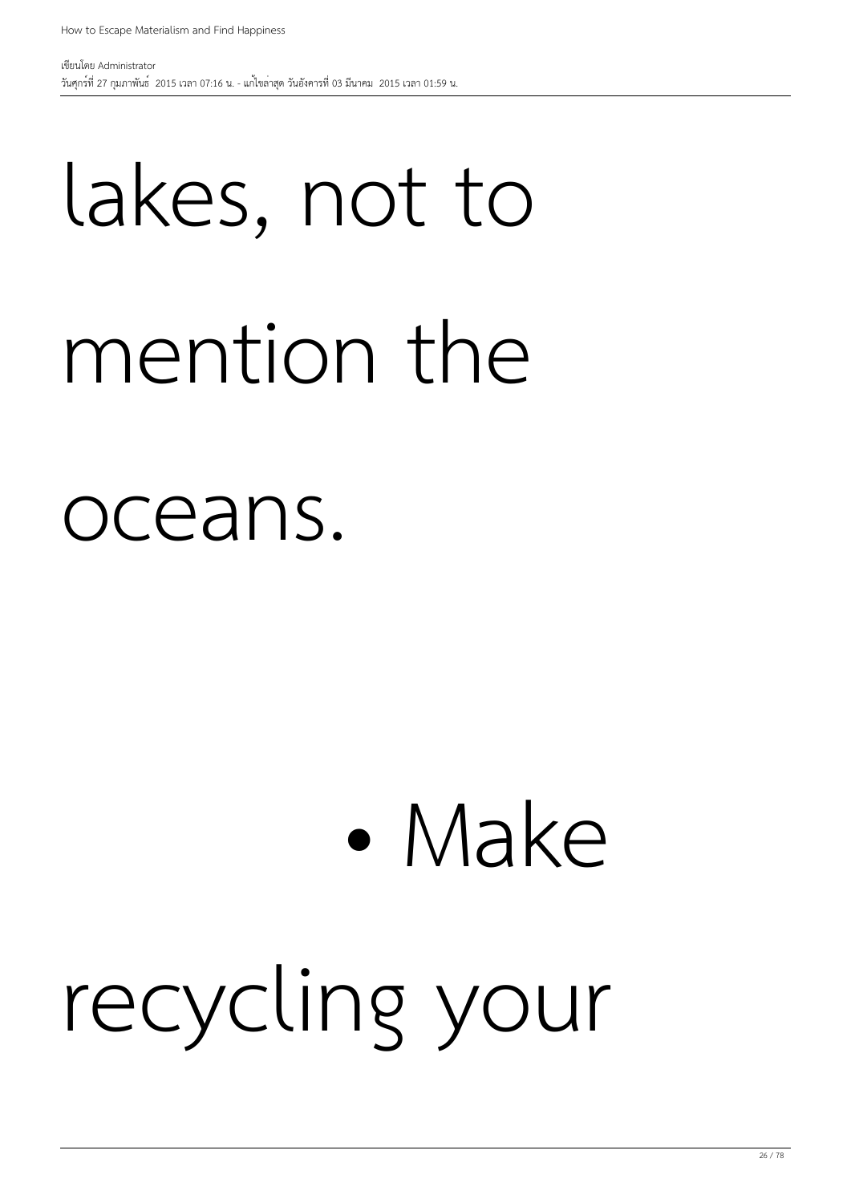lakes, not to mention the oceans.

- Make recycling your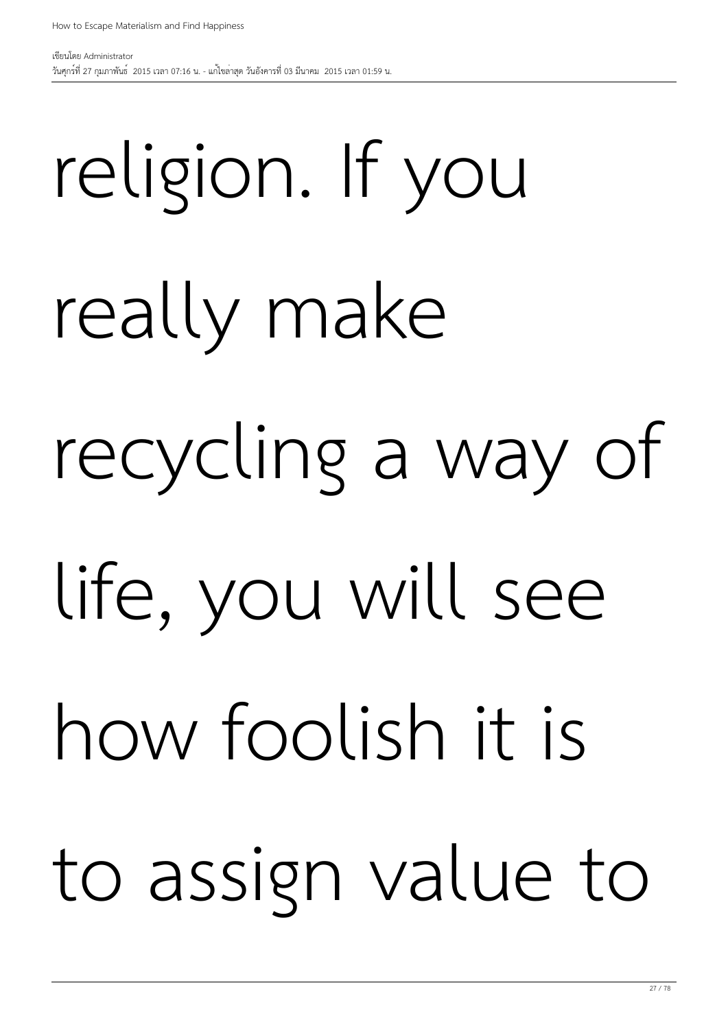religion. If you really make recycling a way of life, you will see how foolish it is to assign value to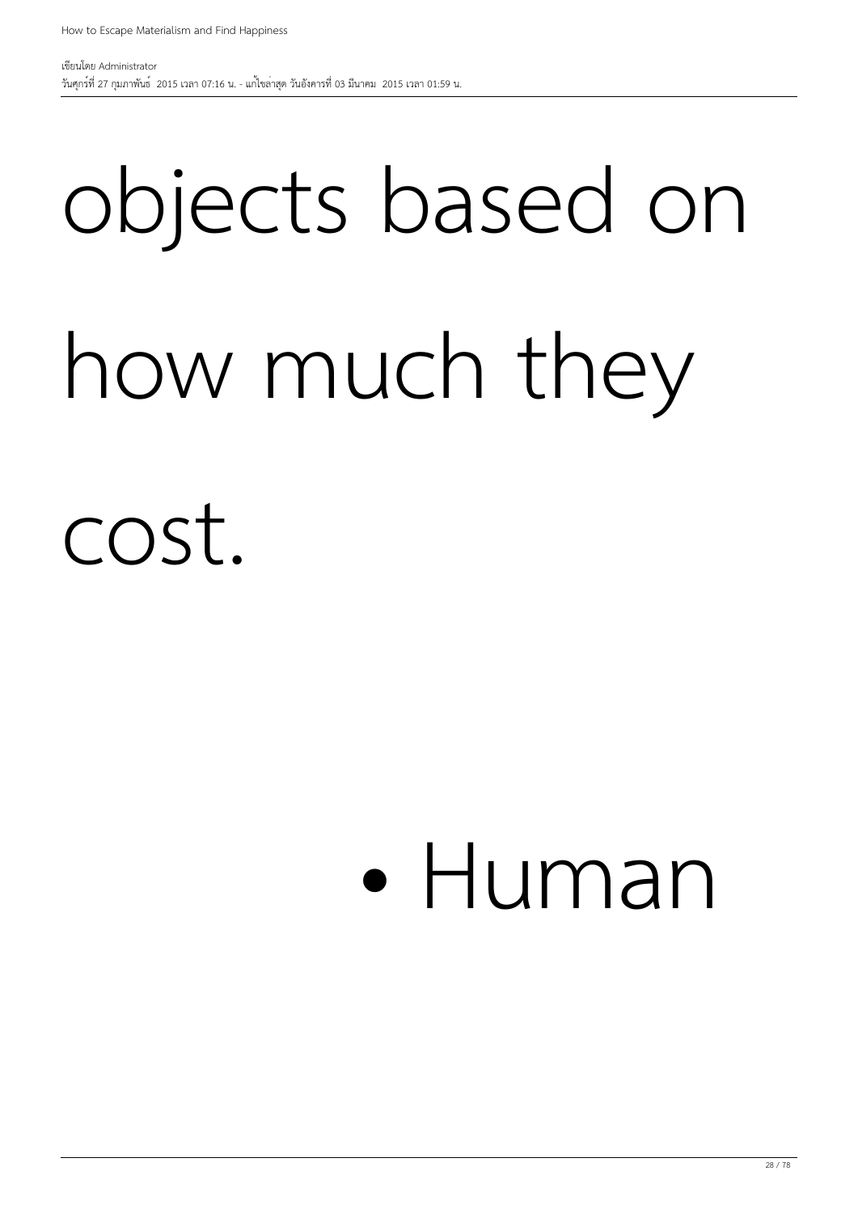objects based on how much they cost.

- Human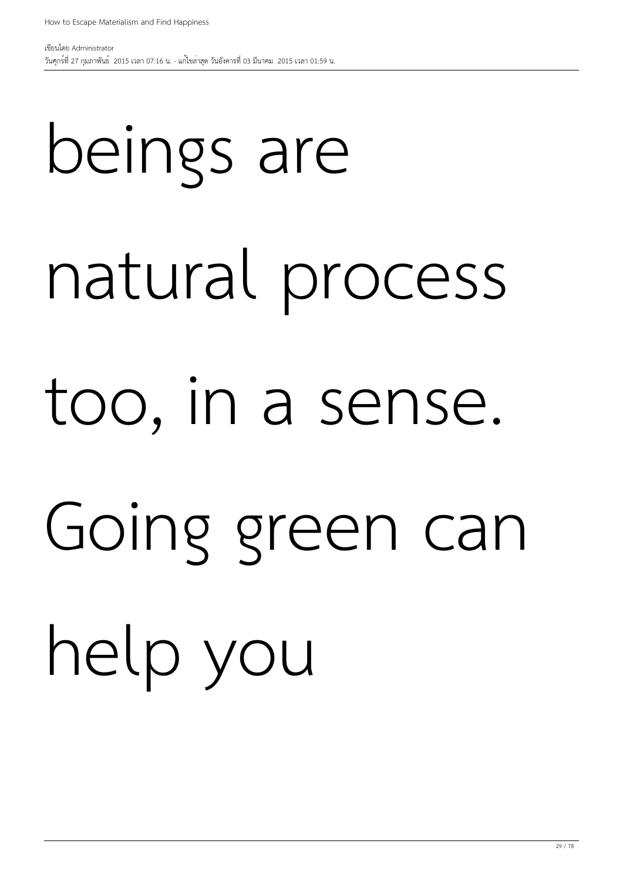beings are

natural process

too, in a sense.

Going green can

help you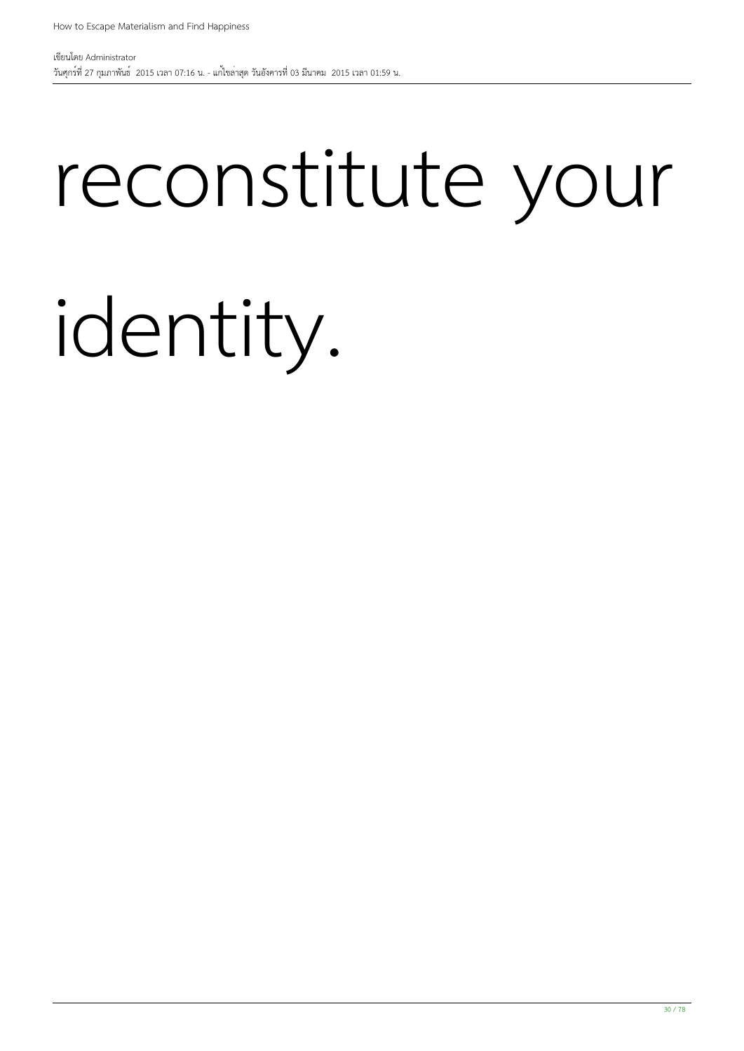reconstitute your identity.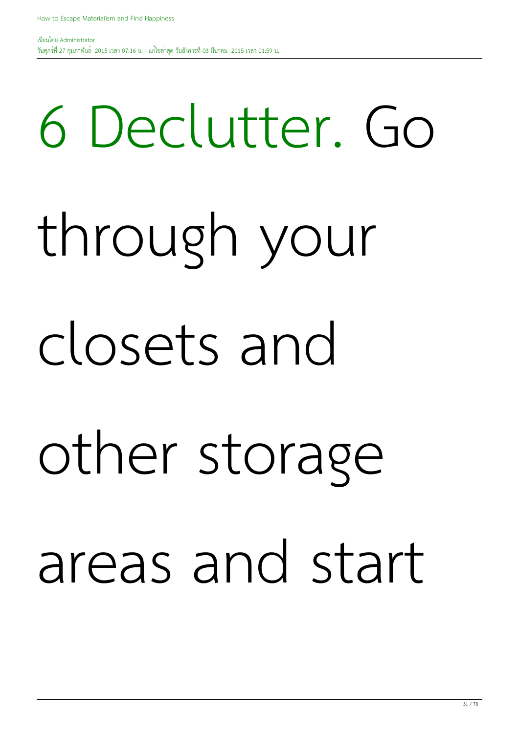6 Declutter. Go through your closets and other storage areas and start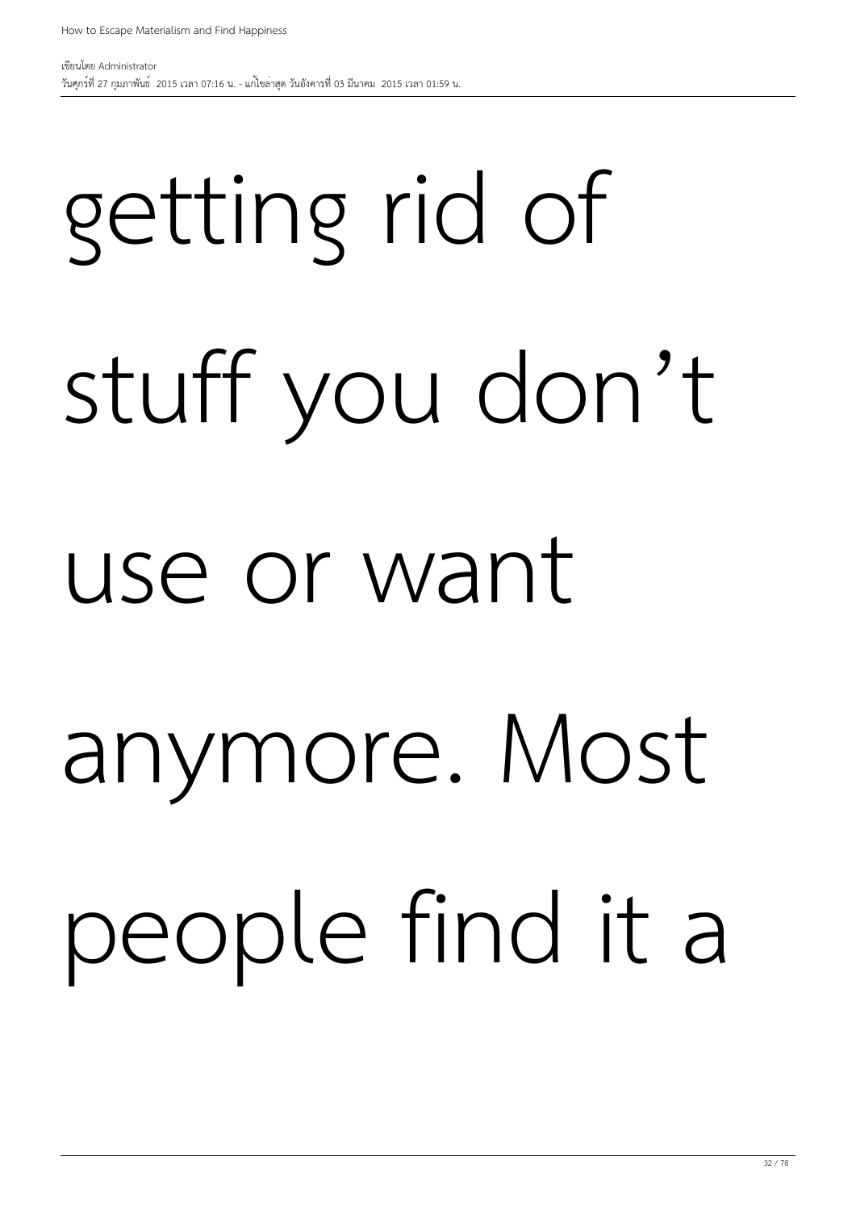getting rid of stuff you don’t use or want anymore. Most people find it a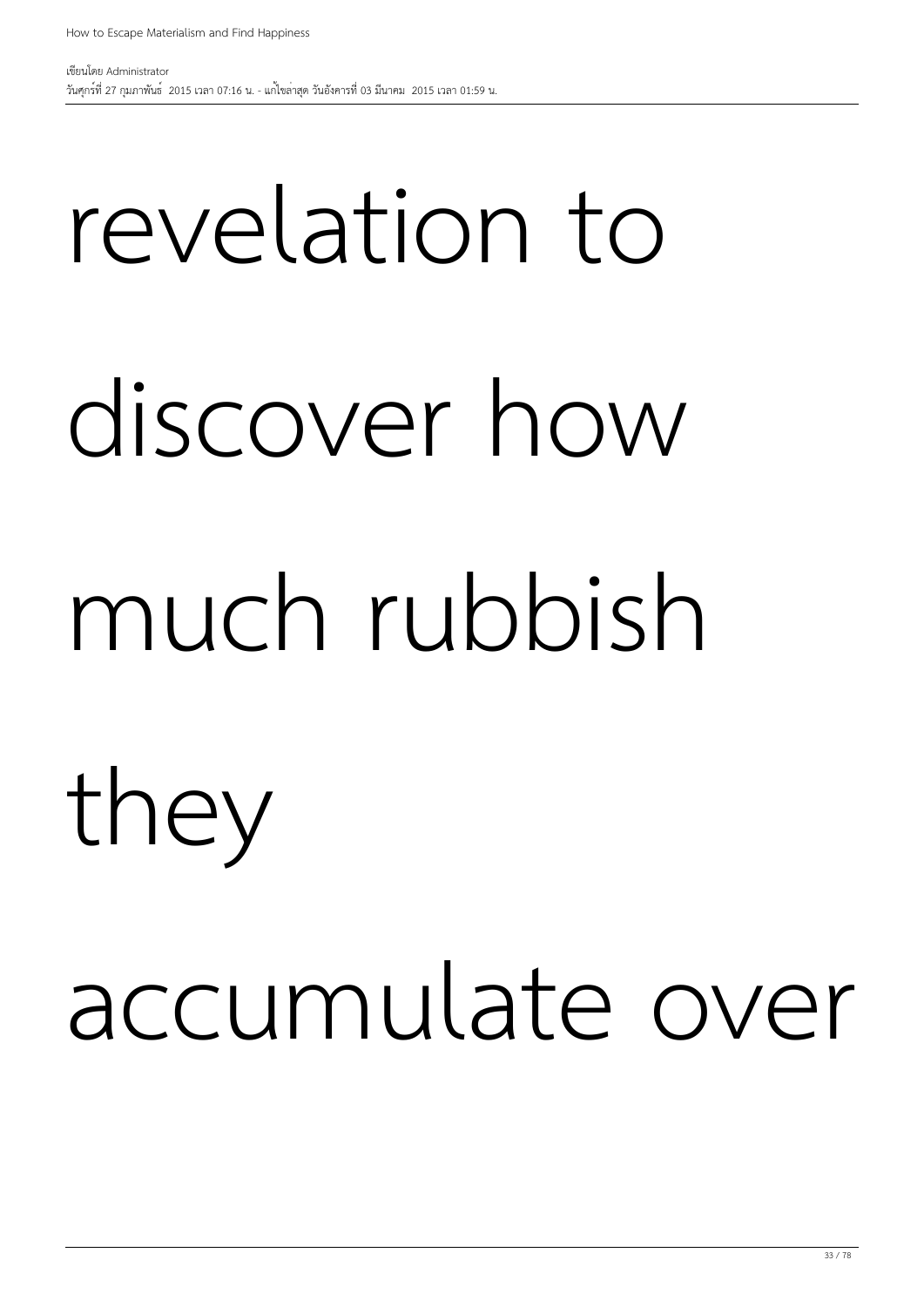revelation to discover how much rubbish they accumulate over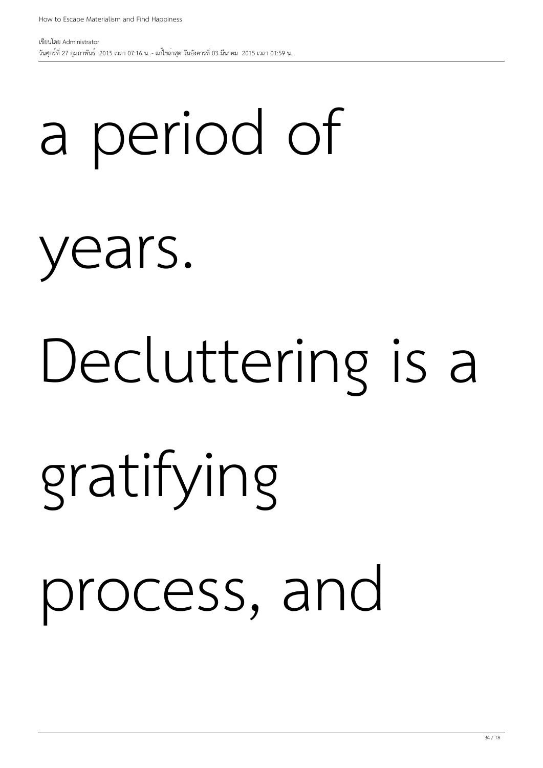a period of years. Decluttering is a gratifying process, and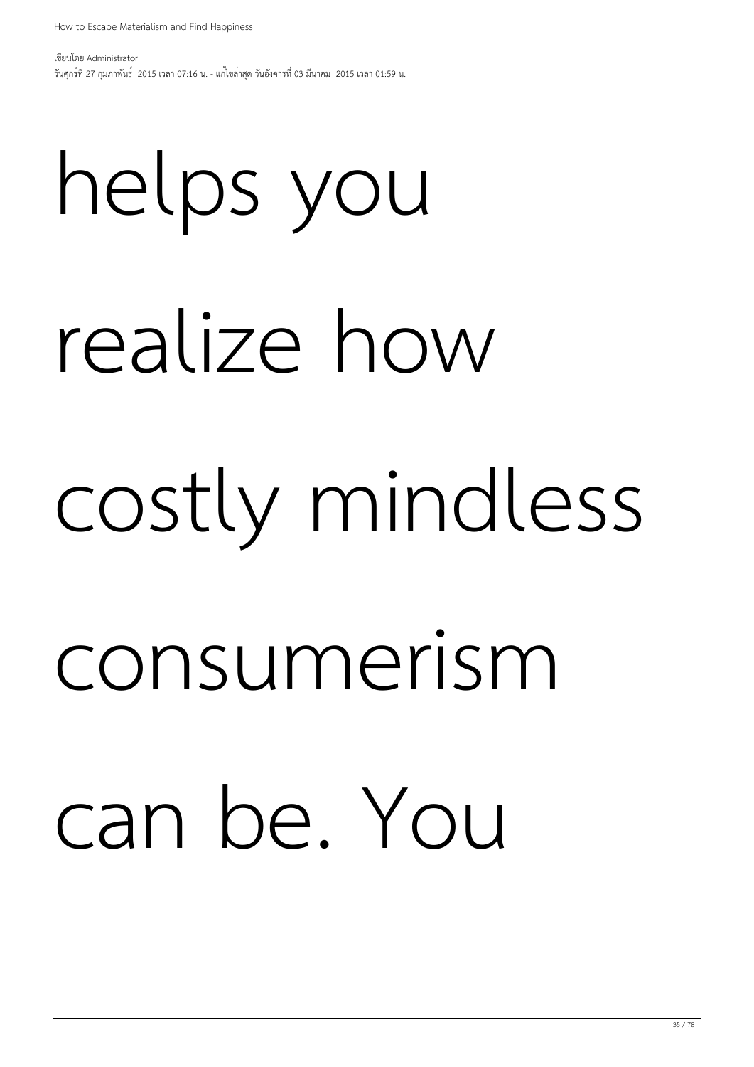helps you realize how costly mindless consumerism can be. You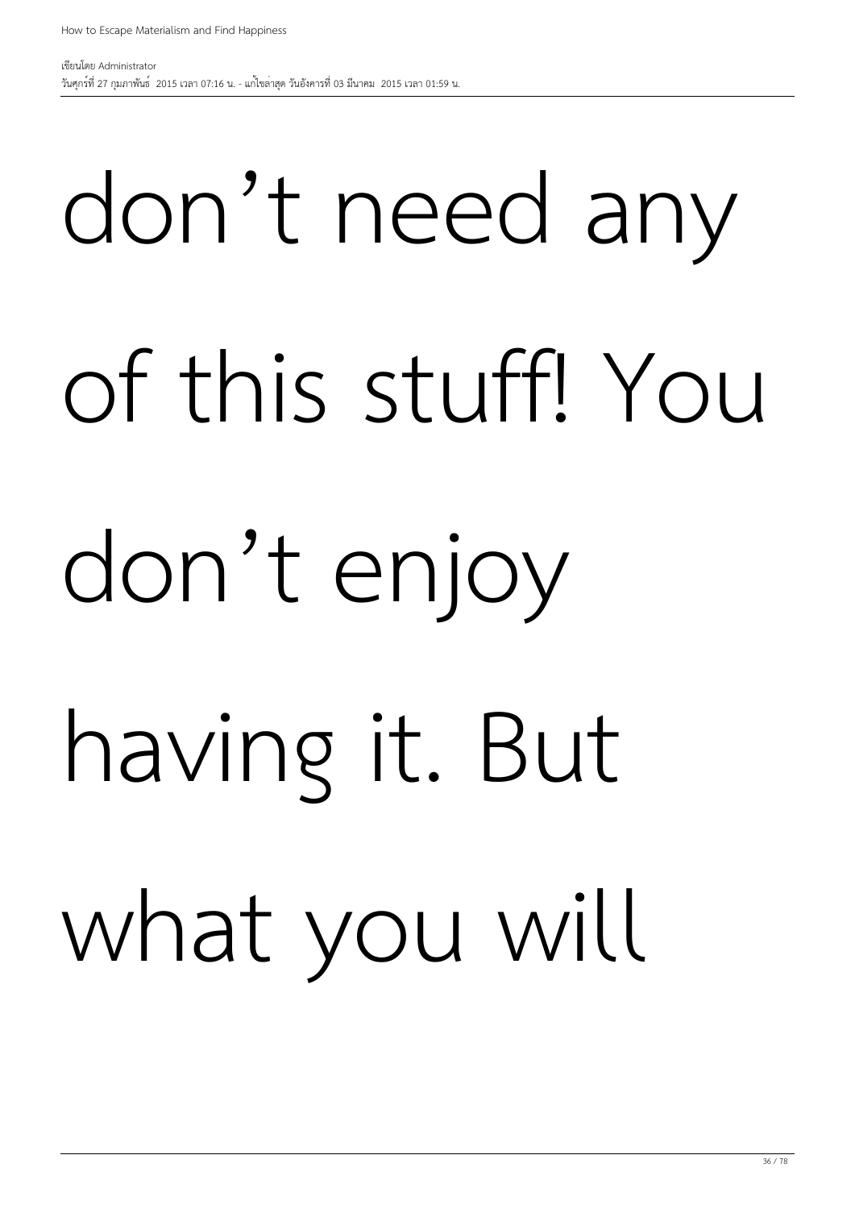don’t need any of this stuff! You don’t enjoy having it. But what you will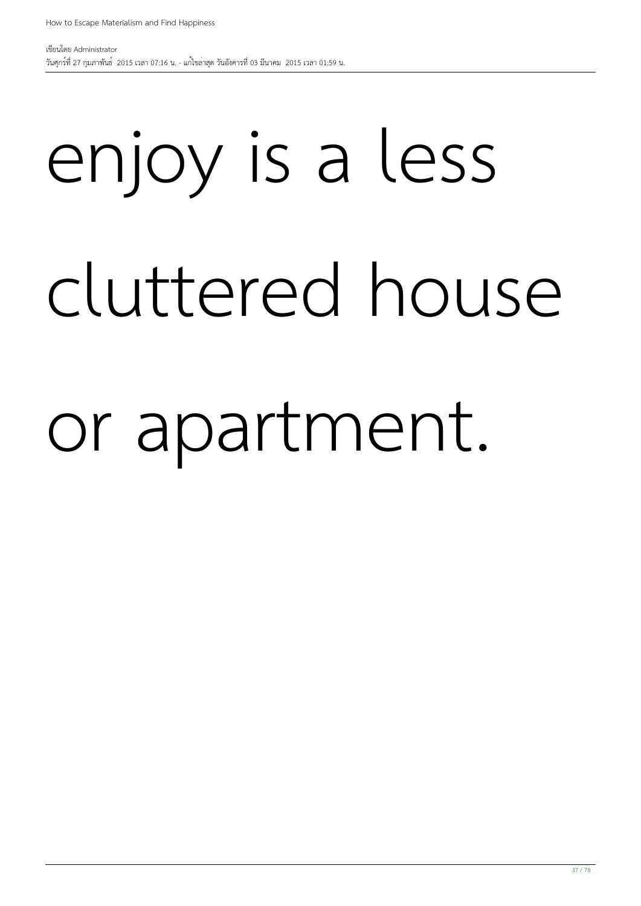enjoy is a less cluttered house or apartment.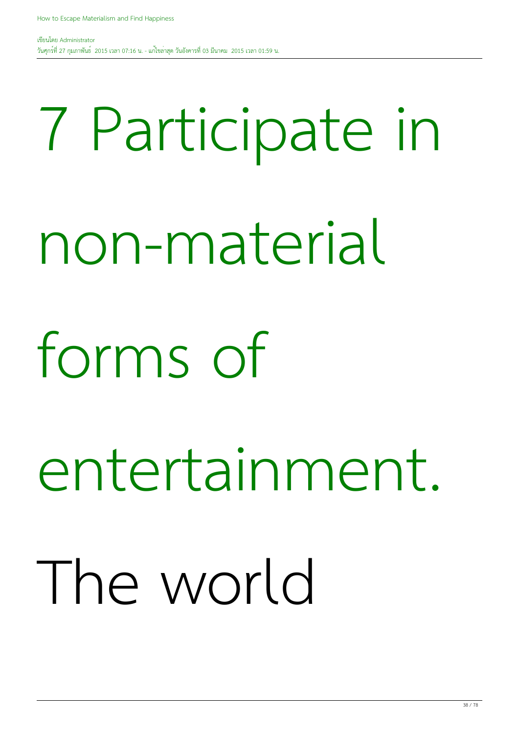## 7 Participate in non-material forms of entertainment.

The world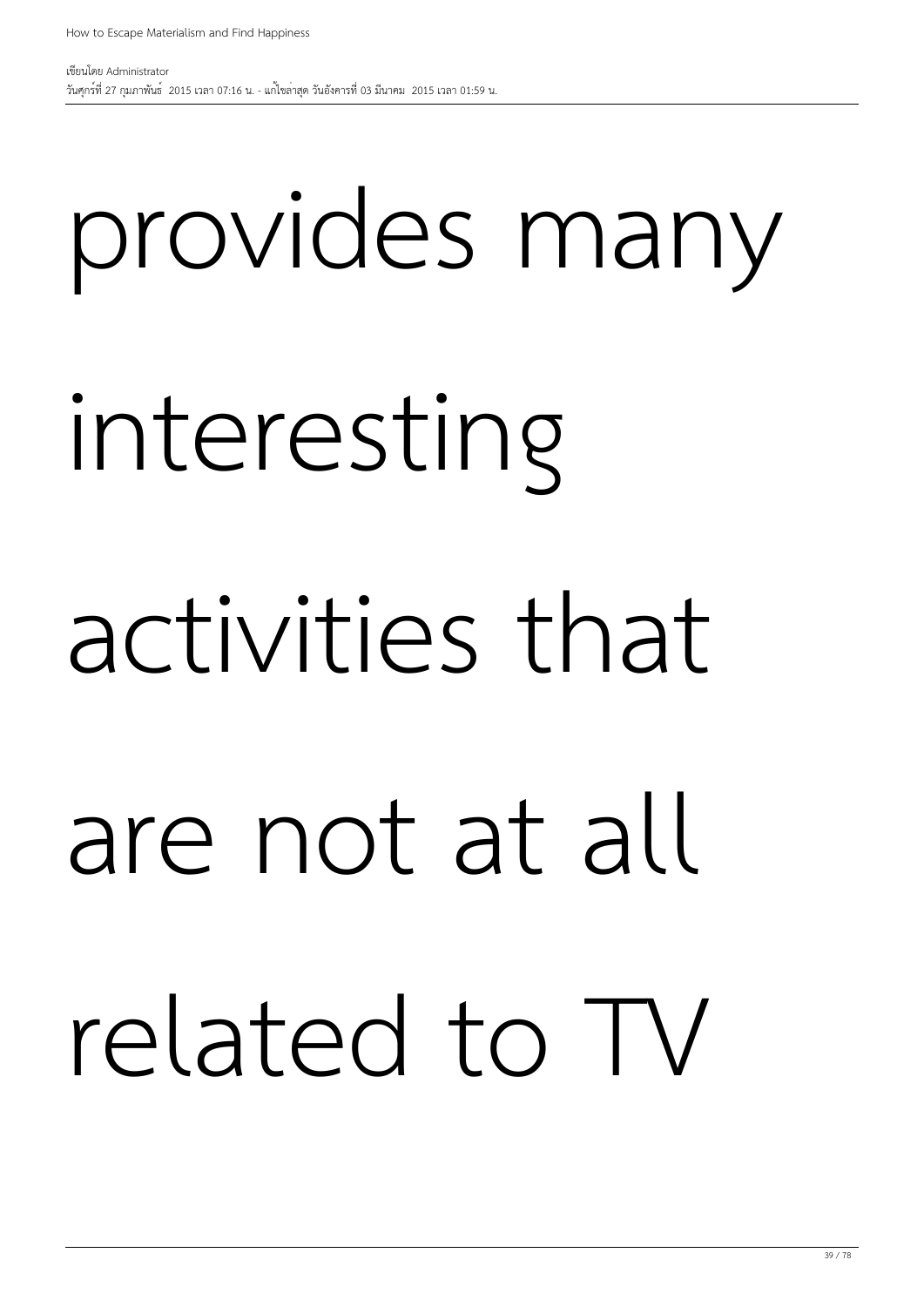provides many interesting activities that are not at all related to TV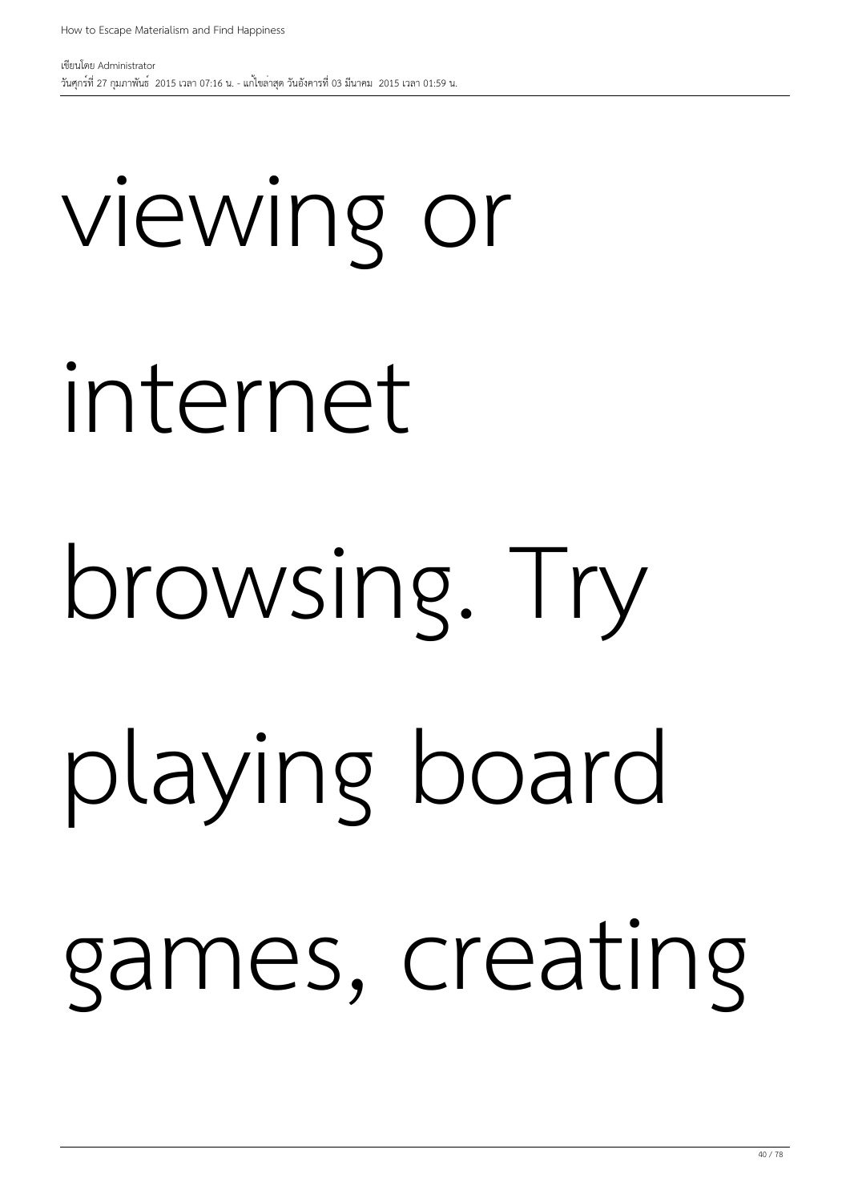viewing or internet browsing. Try playing board games, creating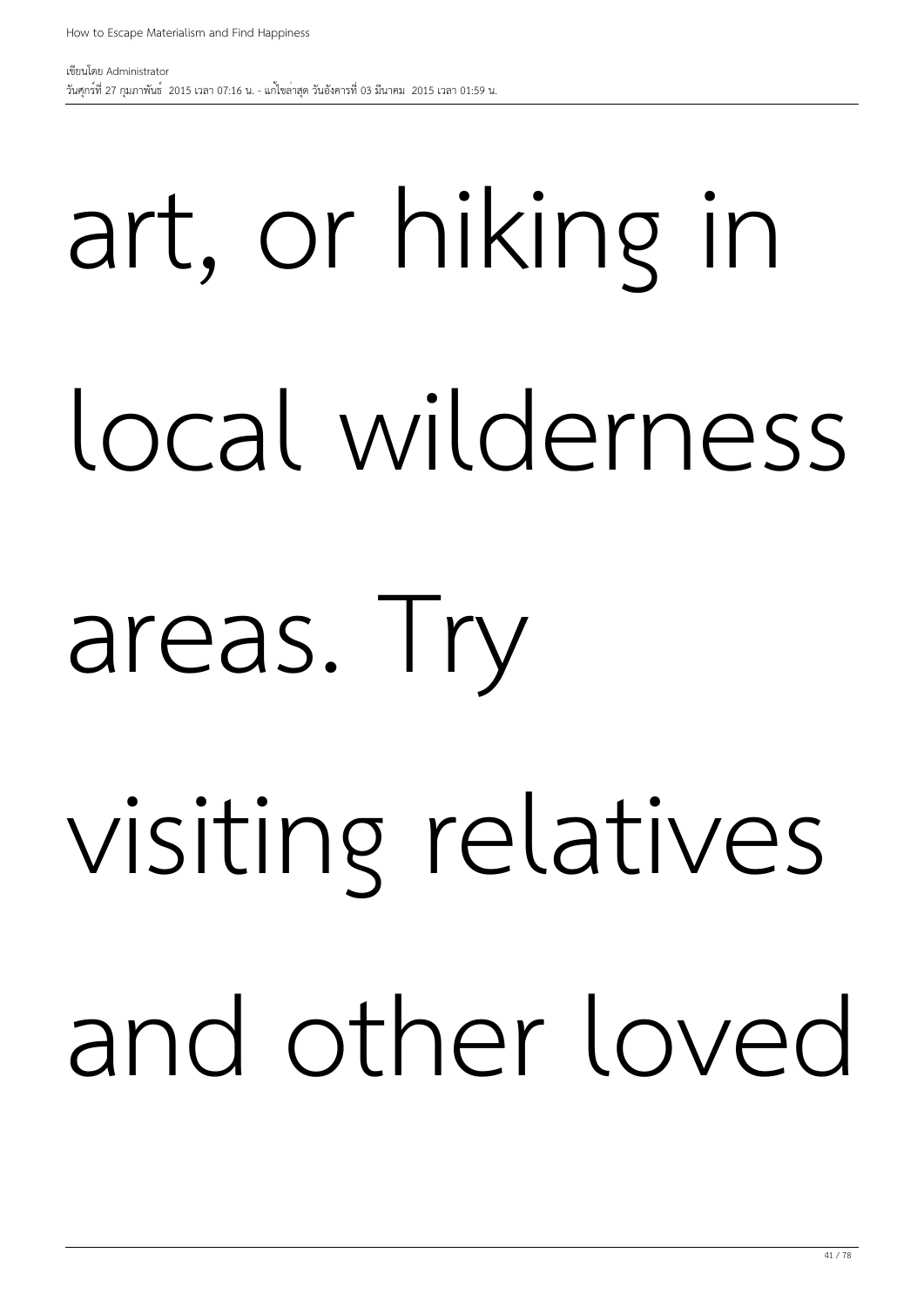art, or hiking in local wilderness areas. Try visiting relatives and other loved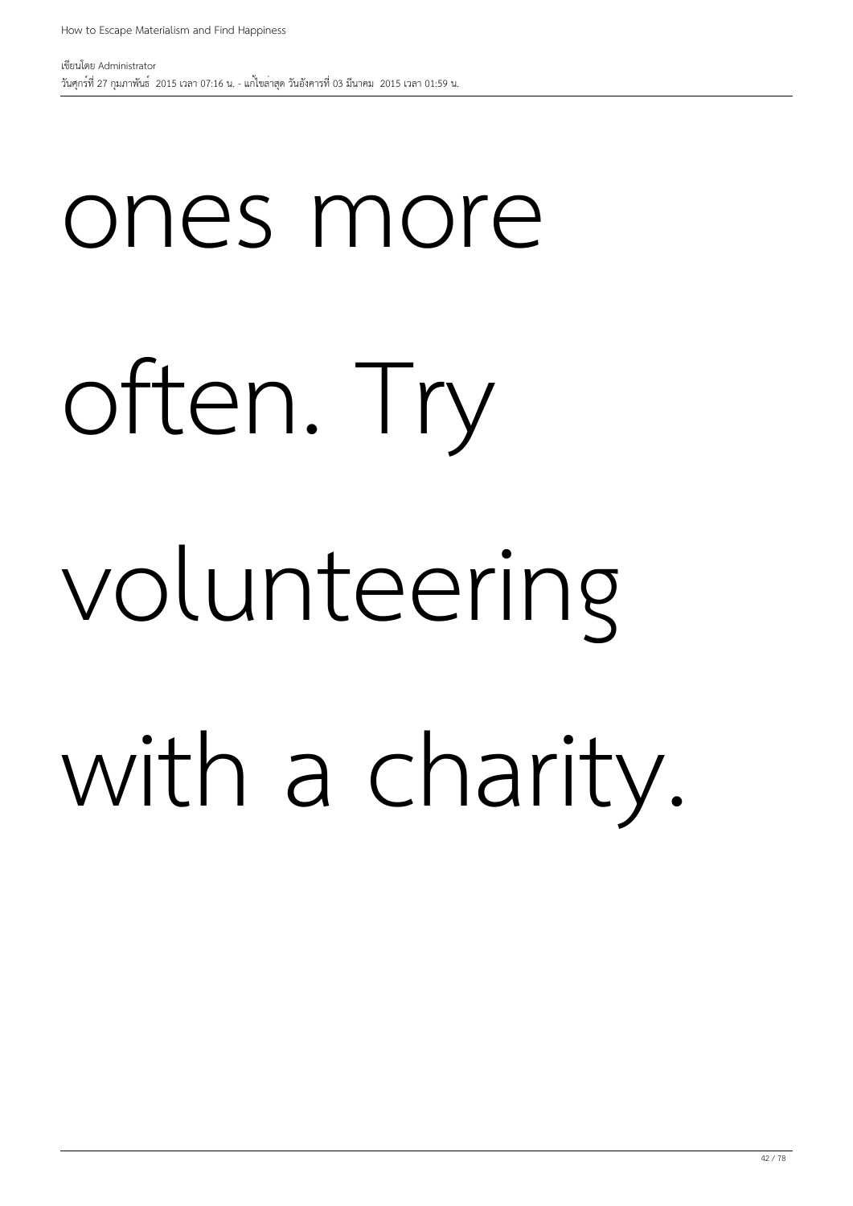ones more often. Try volunteering with a charity.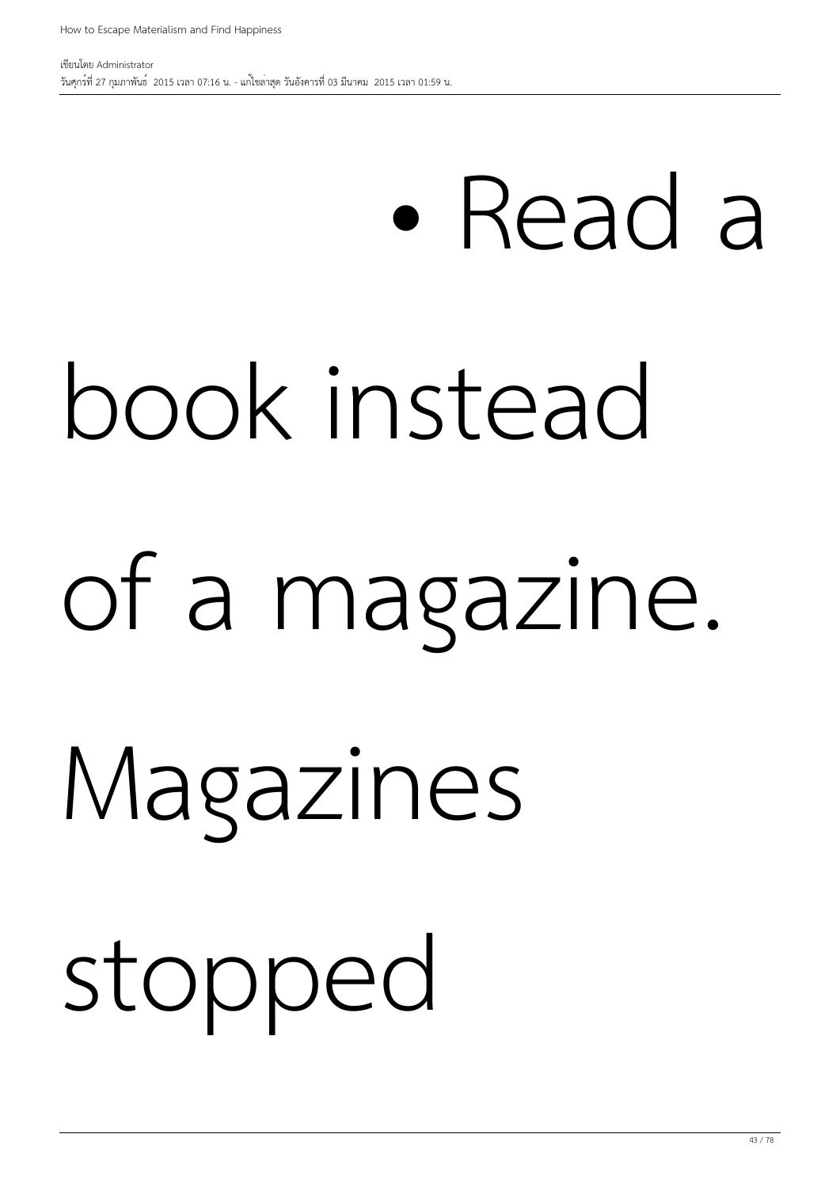- Read a book instead of a magazine. Magazines stopped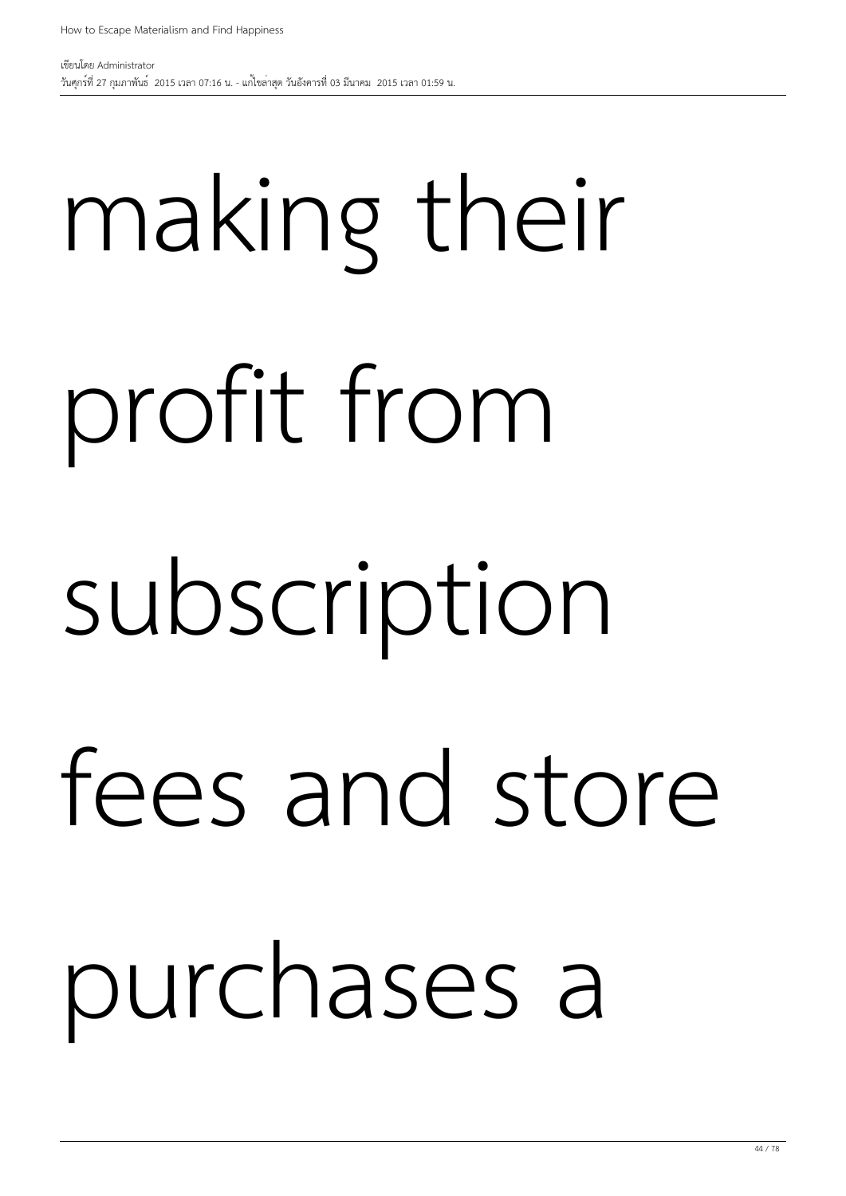making their profit from subscription fees and store purchases a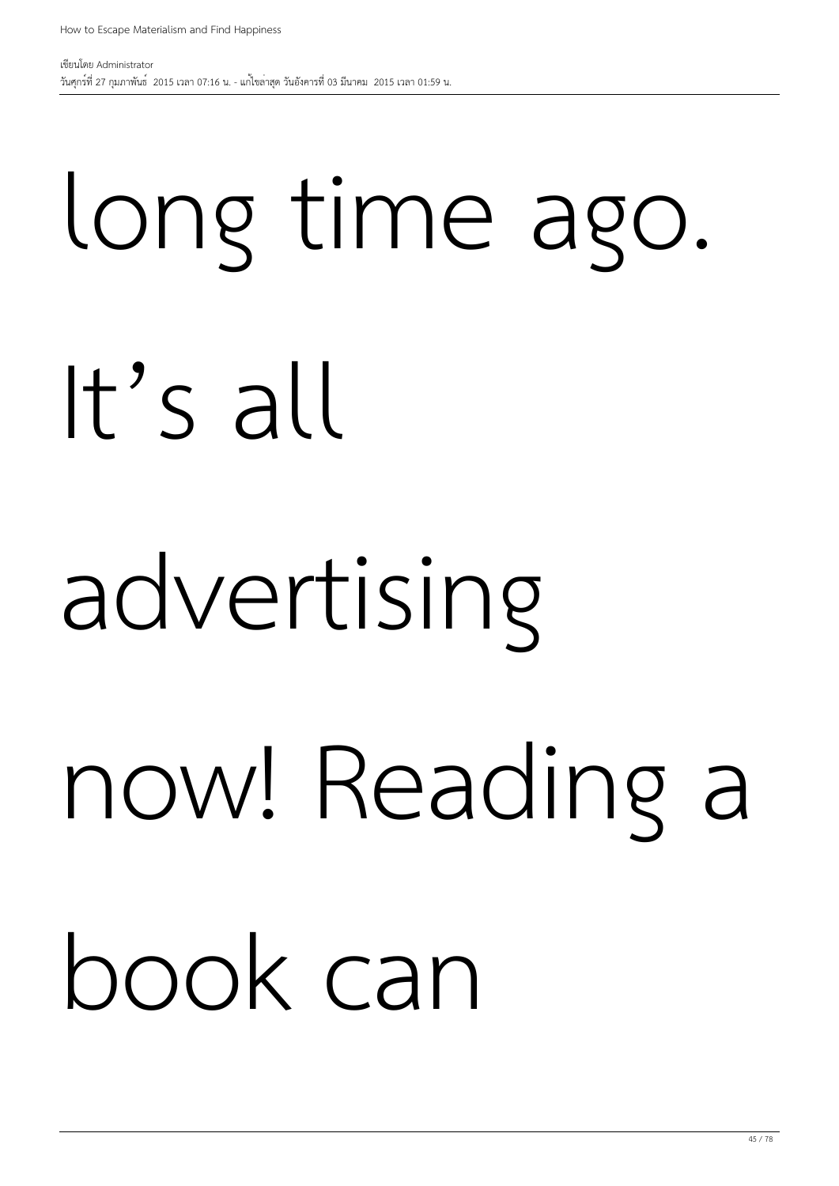long time ago. It's all advertising now! Reading a book can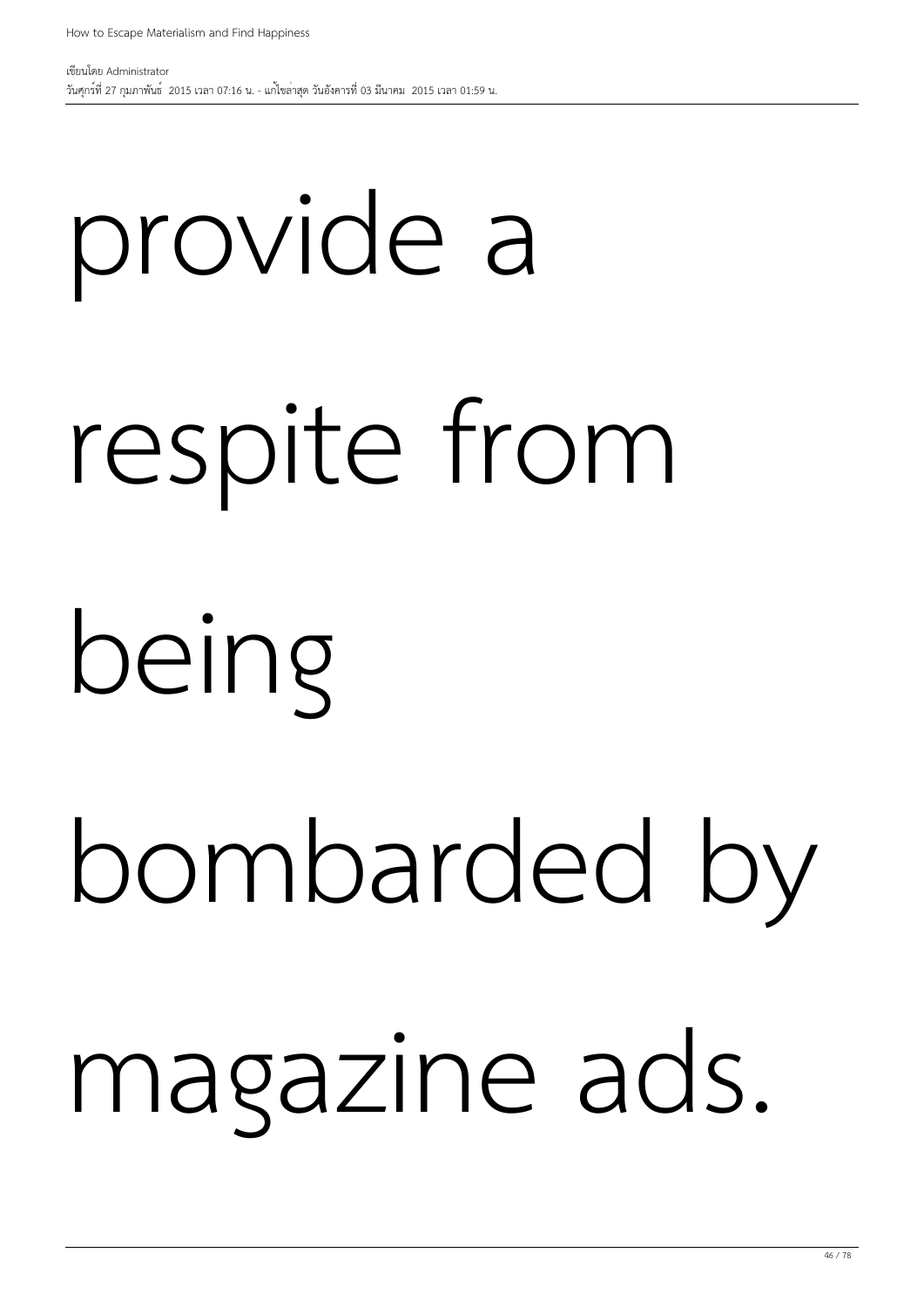provide a respite from being bombarded by magazine ads.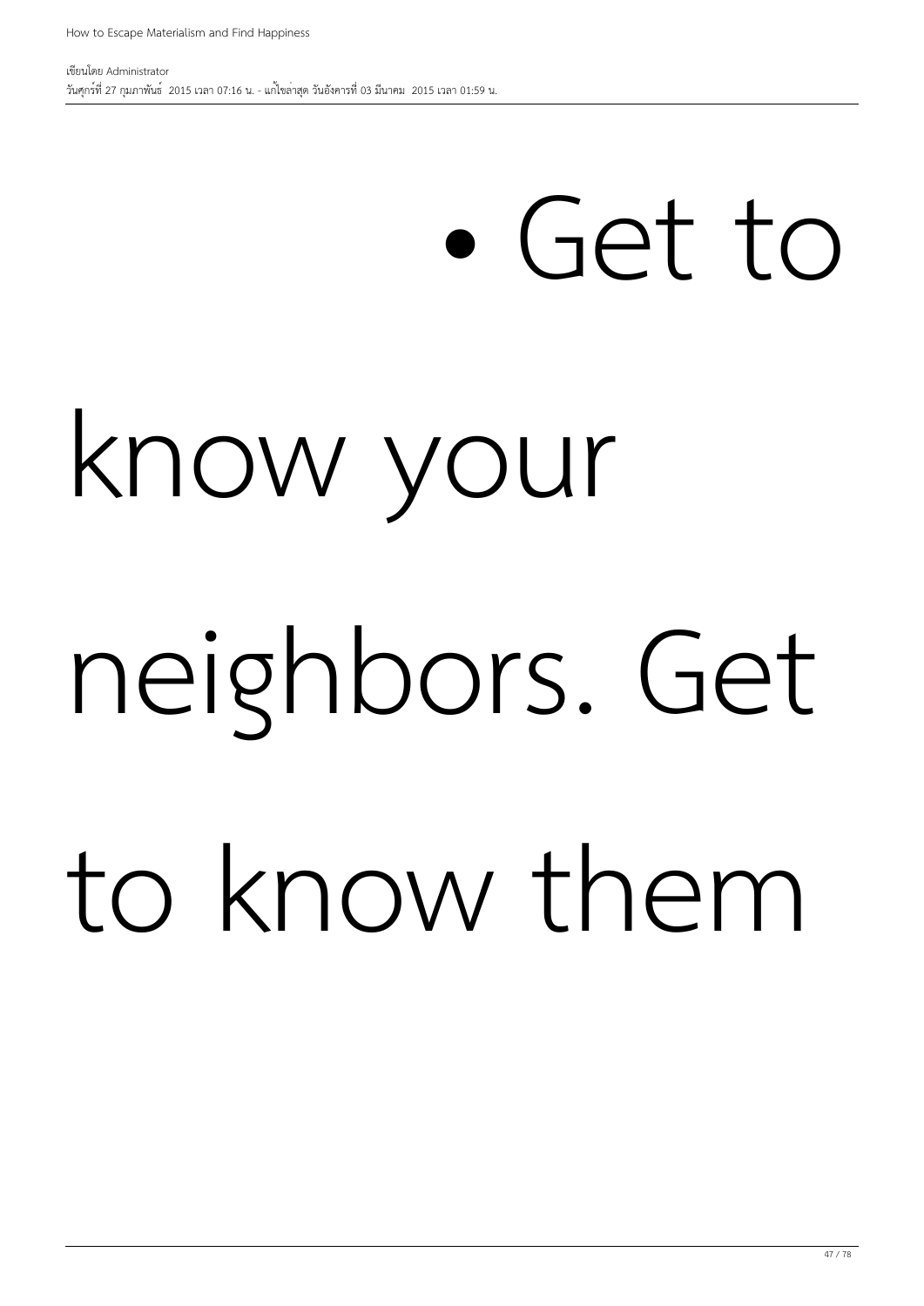- Get to know your neighbors. Get to know them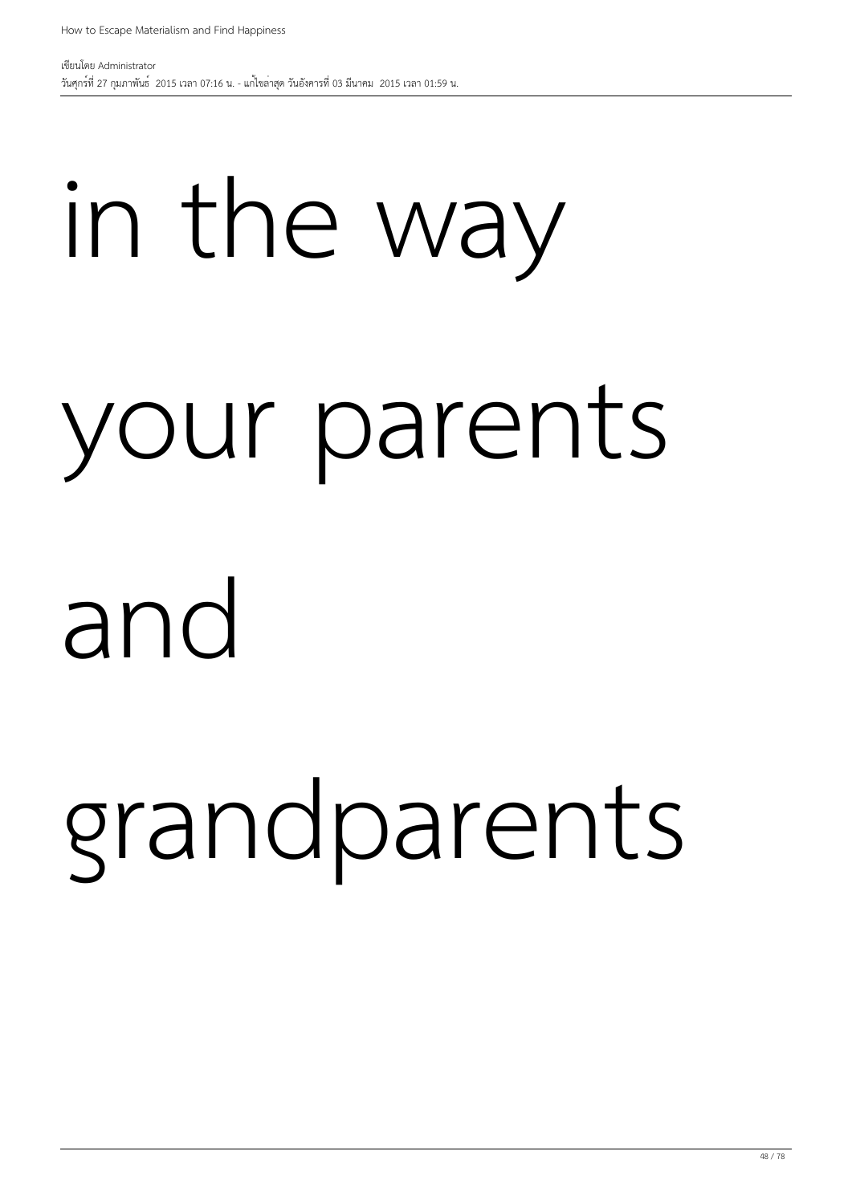in the way

your parents

and

grandparents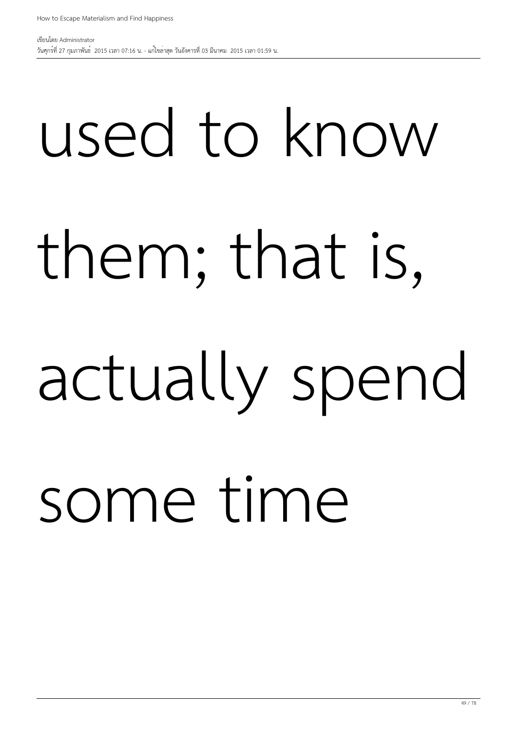used to know them; that is, actually spend some time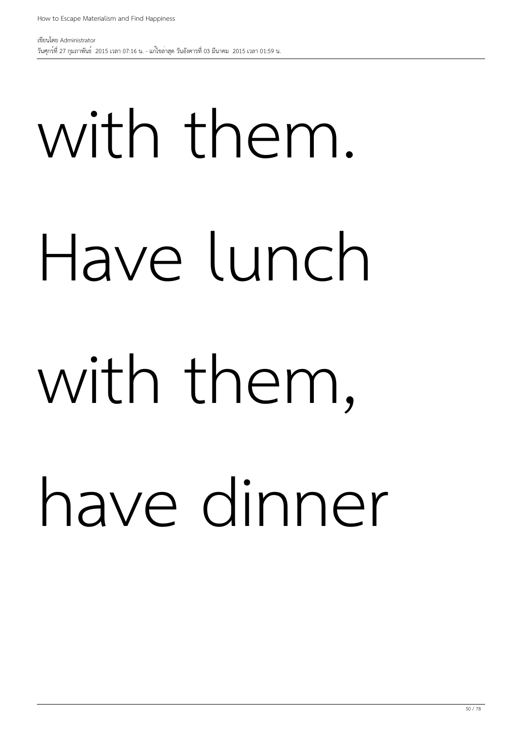with them.

Have lunch

with them,

have dinner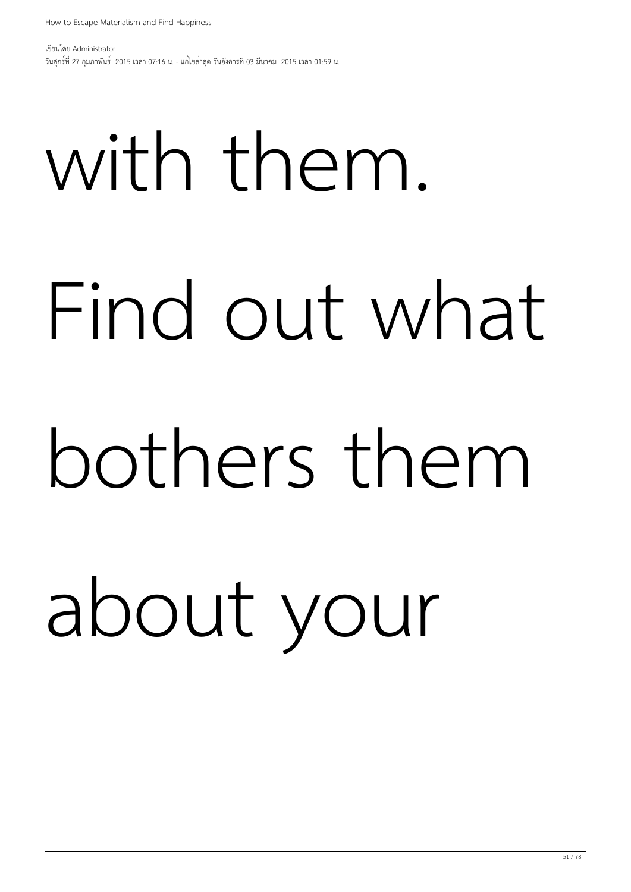with them. Find out what bothers them about your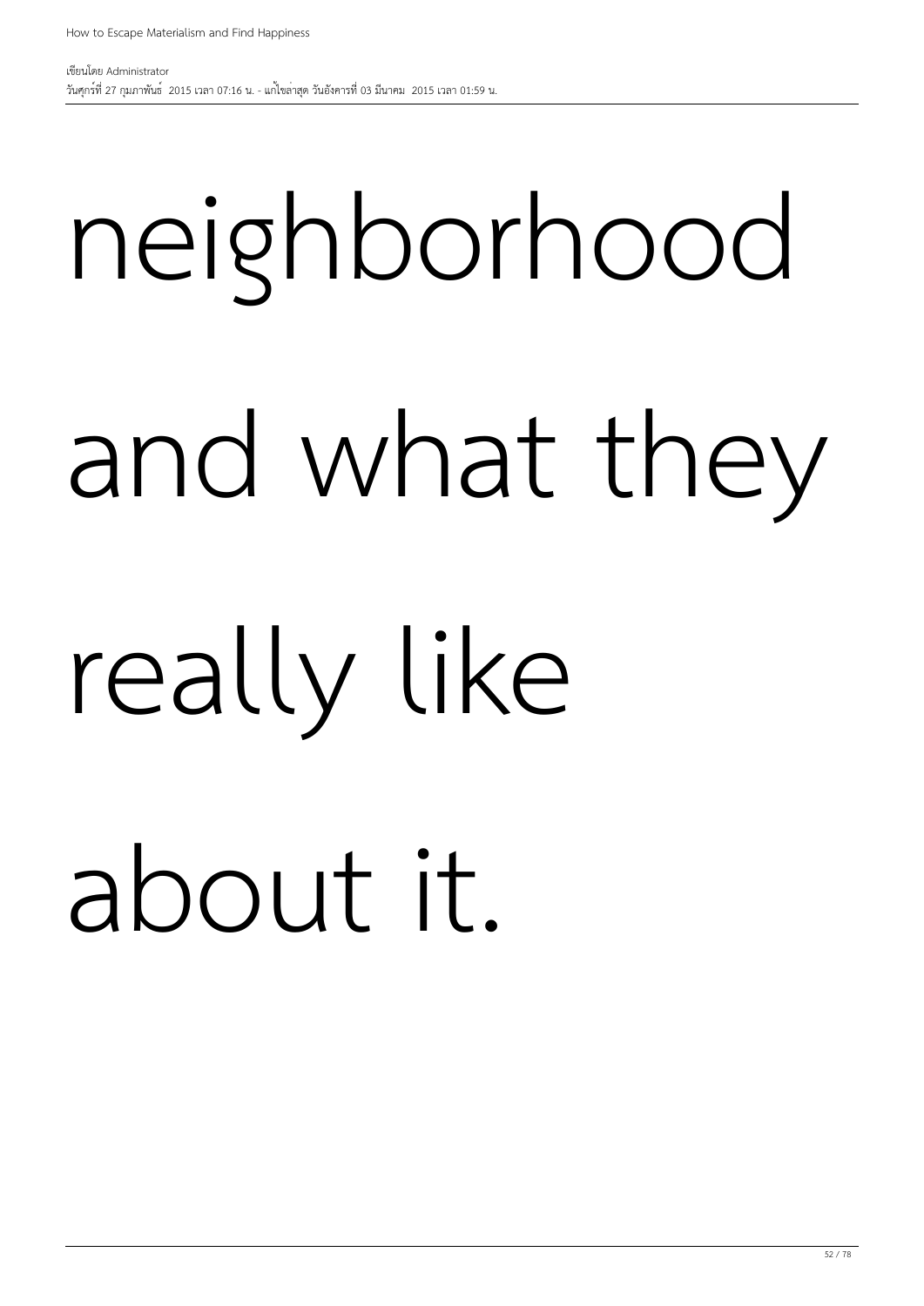neighborhood and what they really like about it.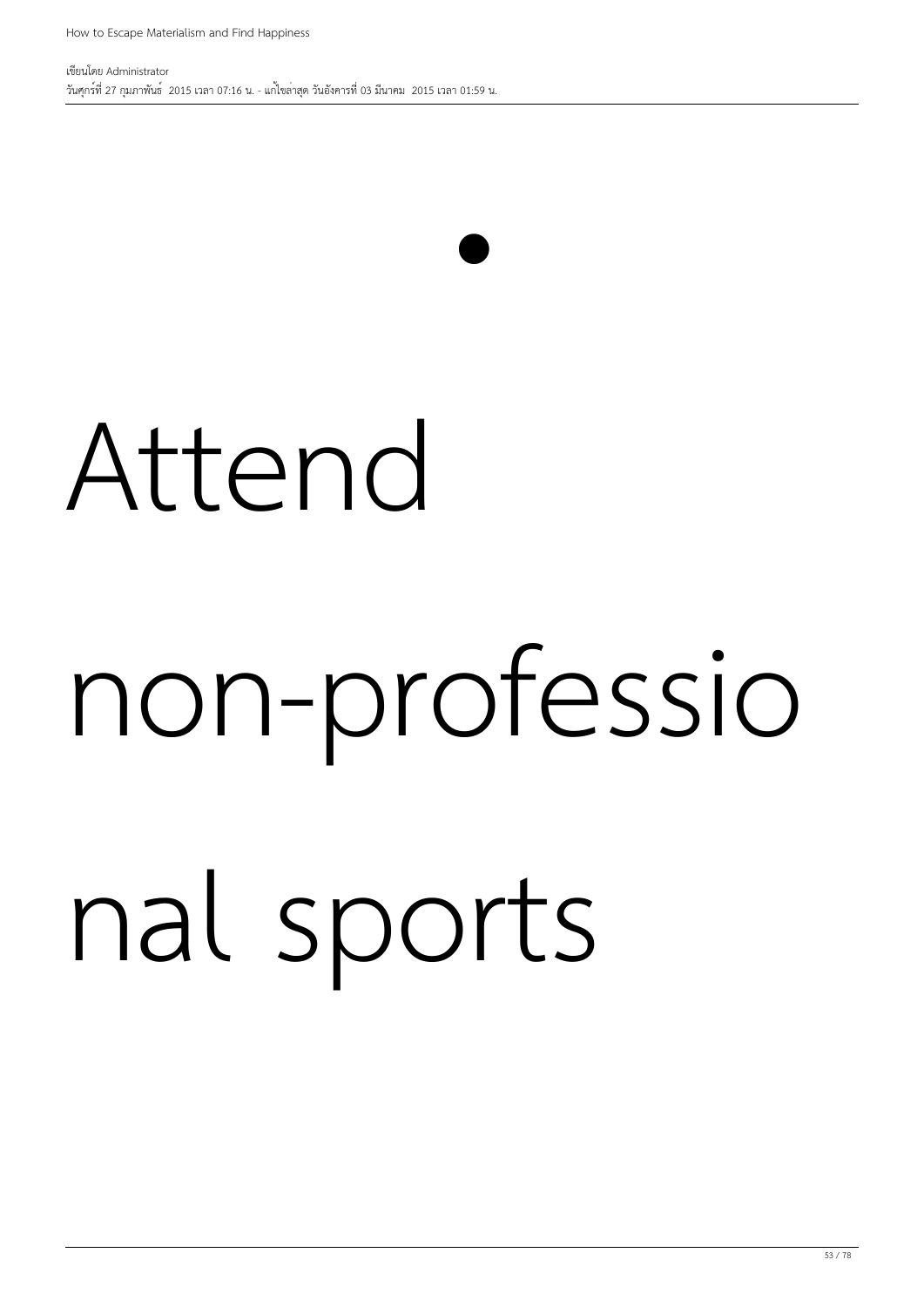- Attend non-professional sports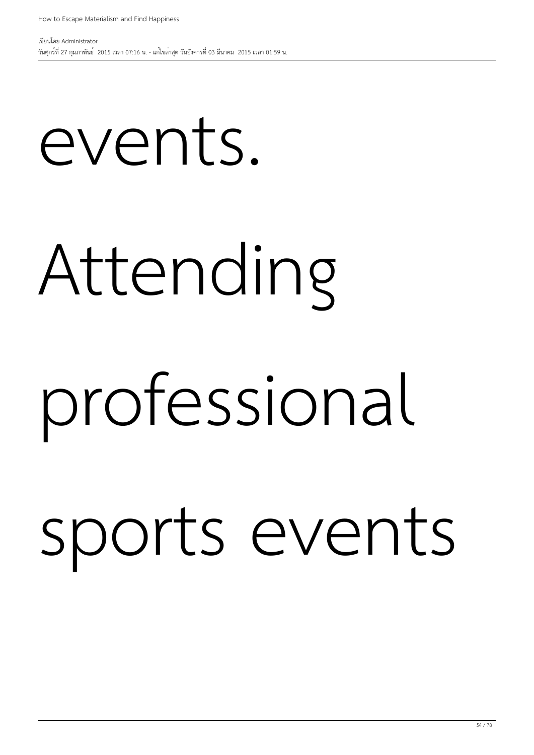events.

Attending

professional

sports events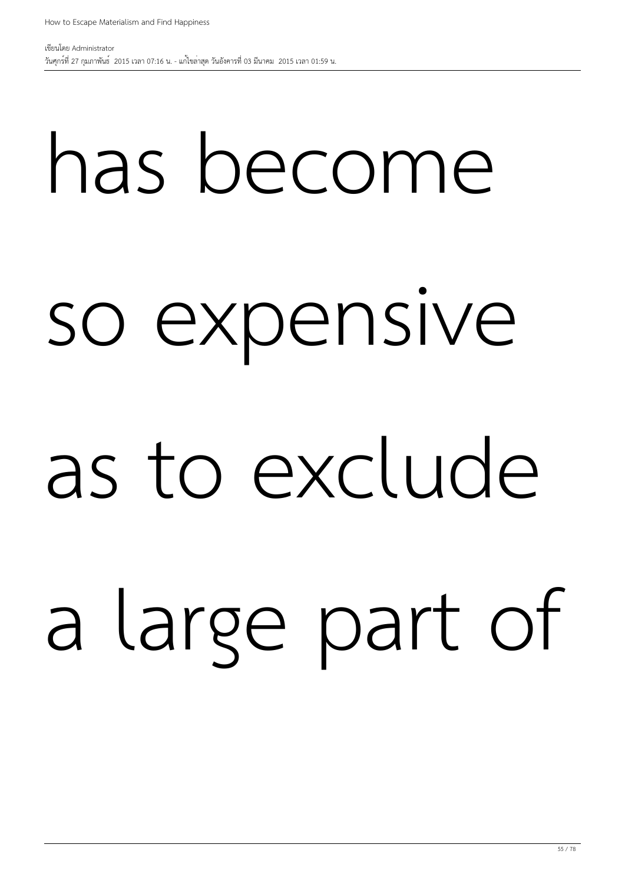has become

so expensive

as to exclude

a large part of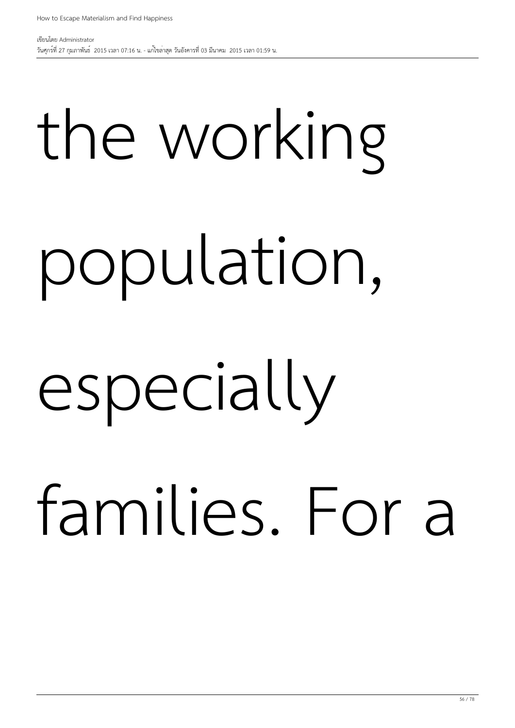the working population, especially families. For a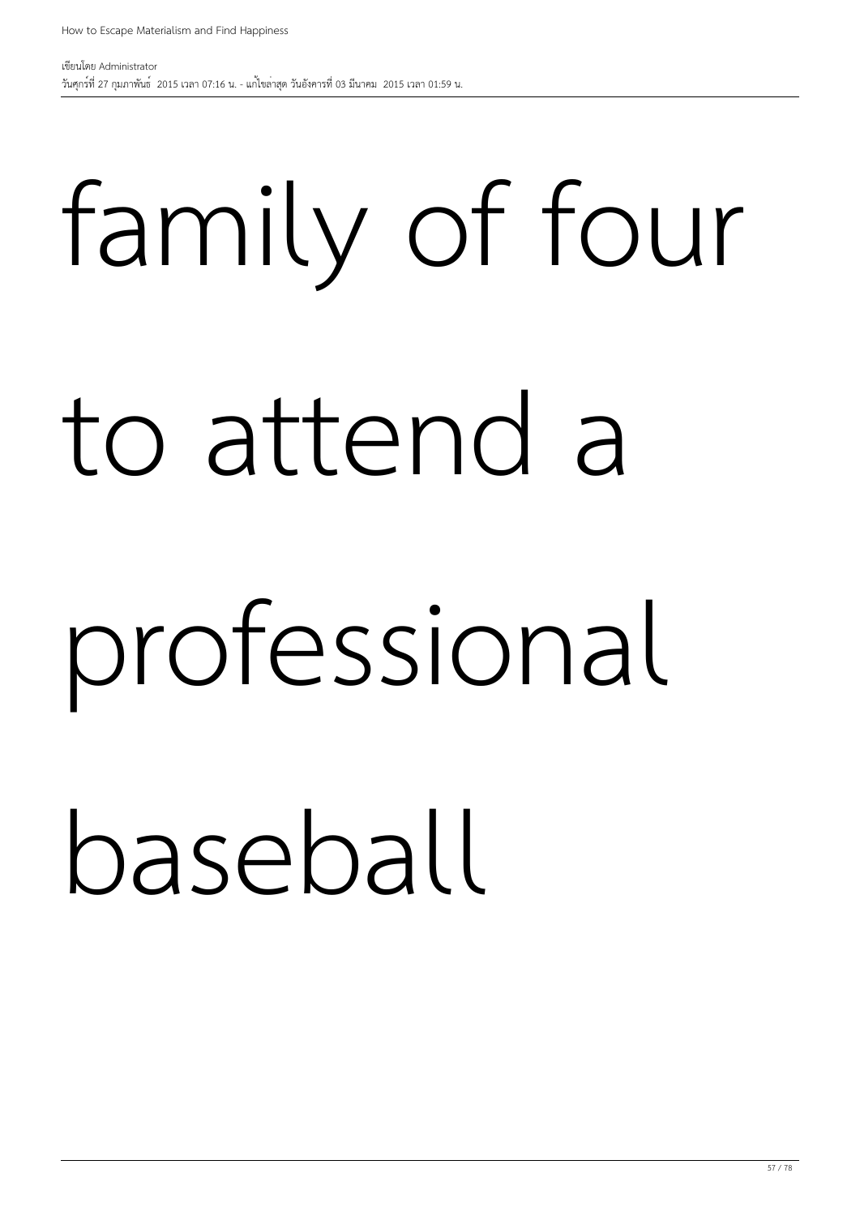family of four to attend a professional baseball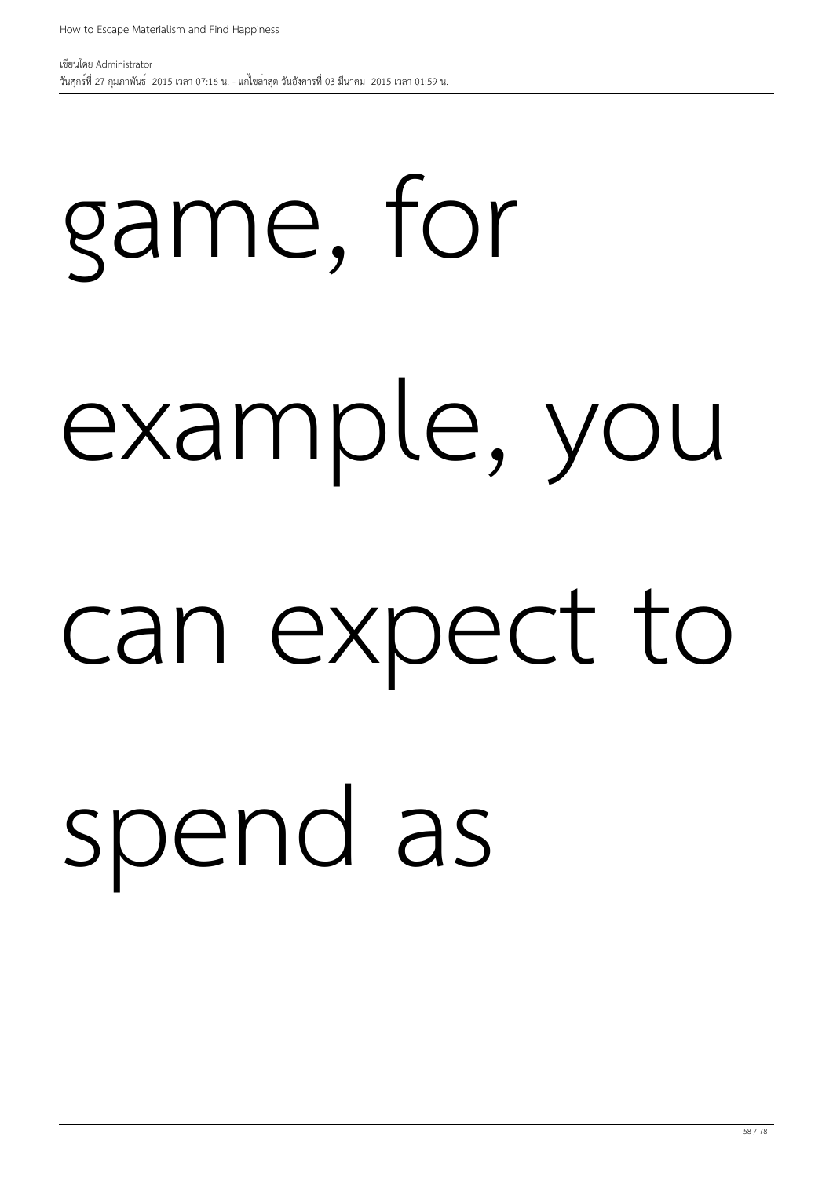game, for example, you can expect to spend as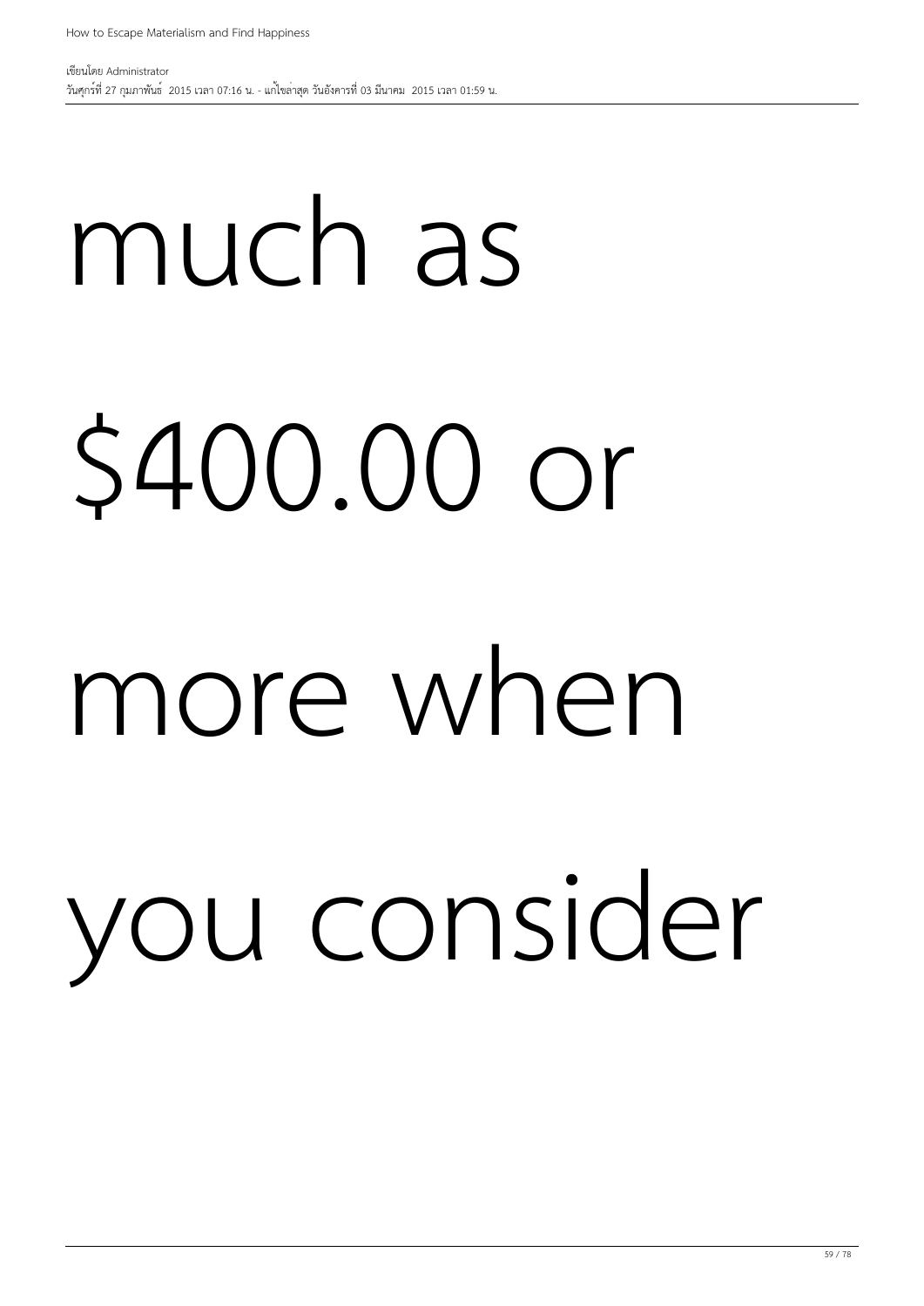much as $400.00 or more when you consider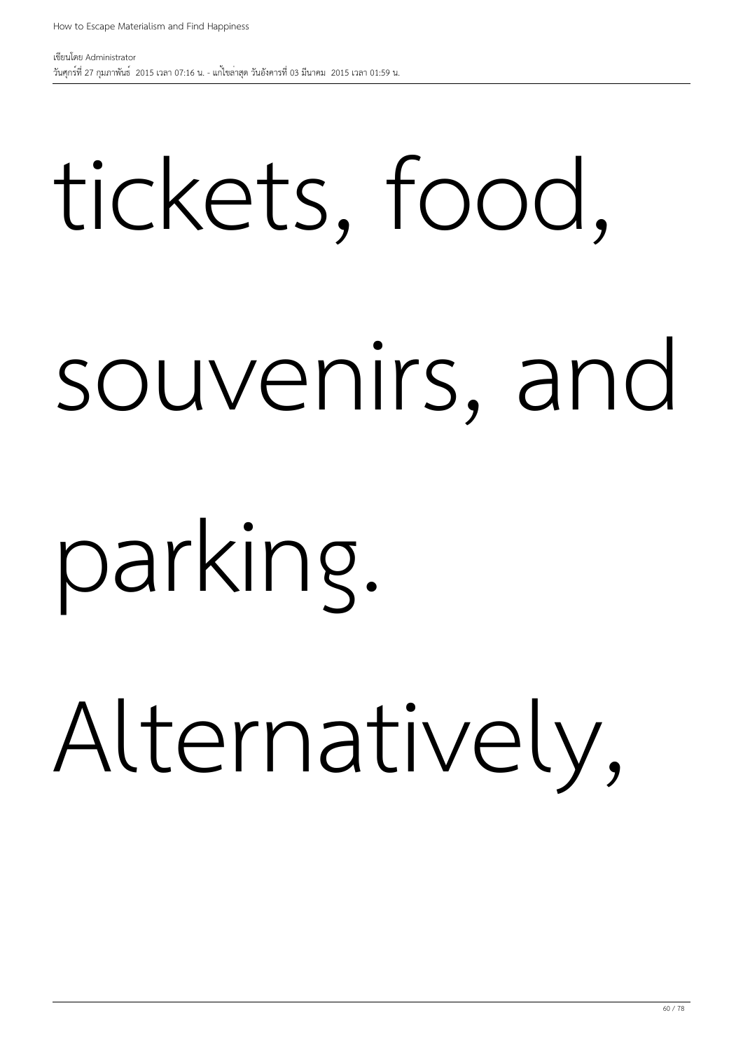tickets, food, souvenirs, and parking. Alternatively,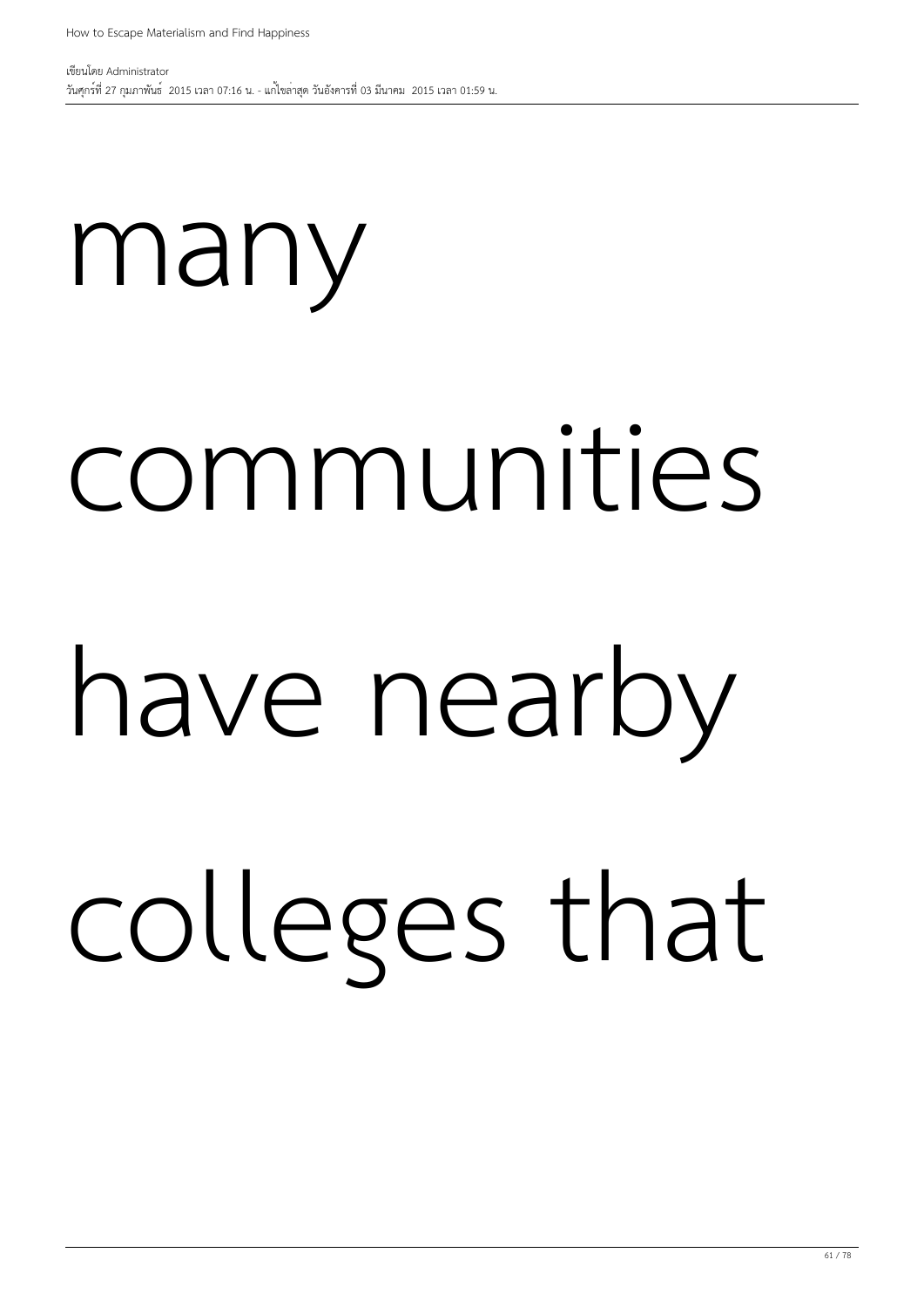many communities have nearby colleges that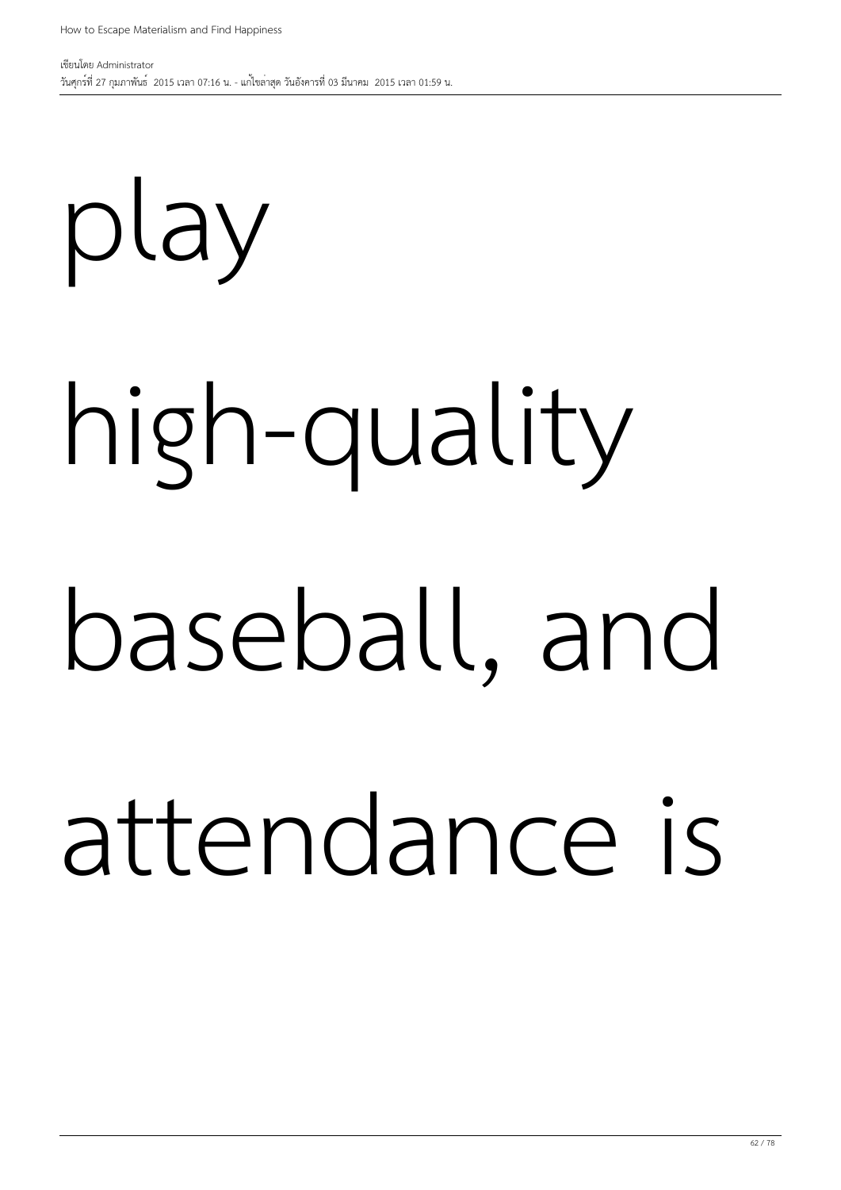play high-quality baseball, and attendance is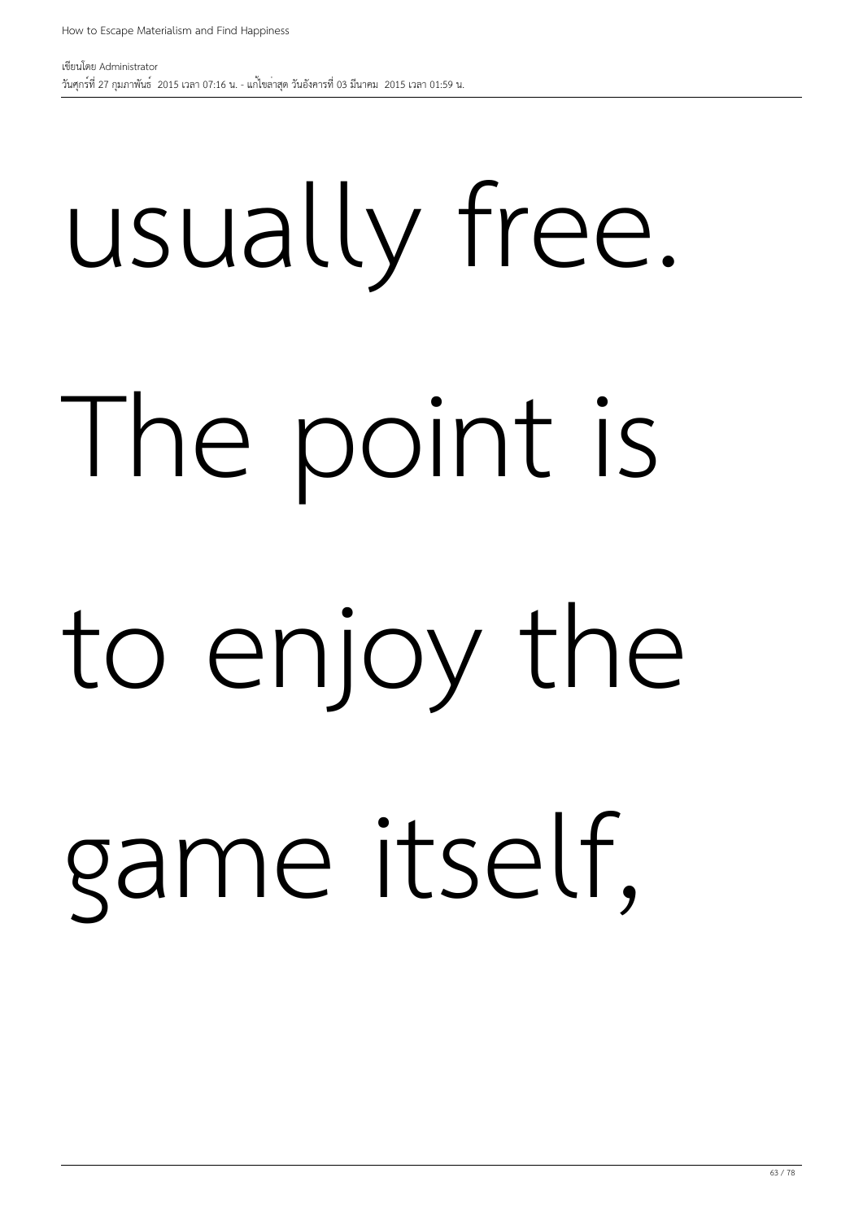usually free. The point is to enjoy the game itself,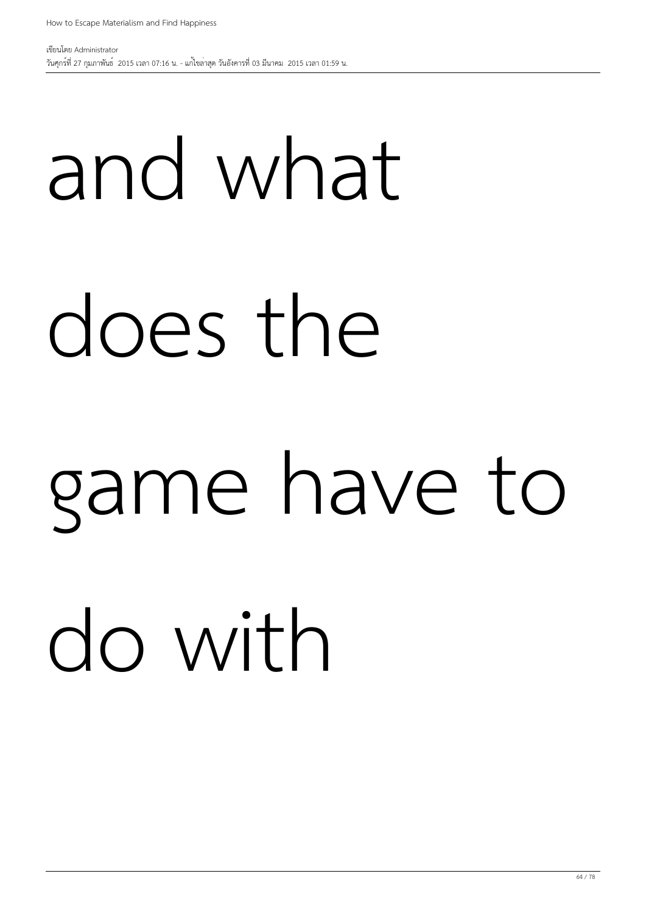and what does the game have to do with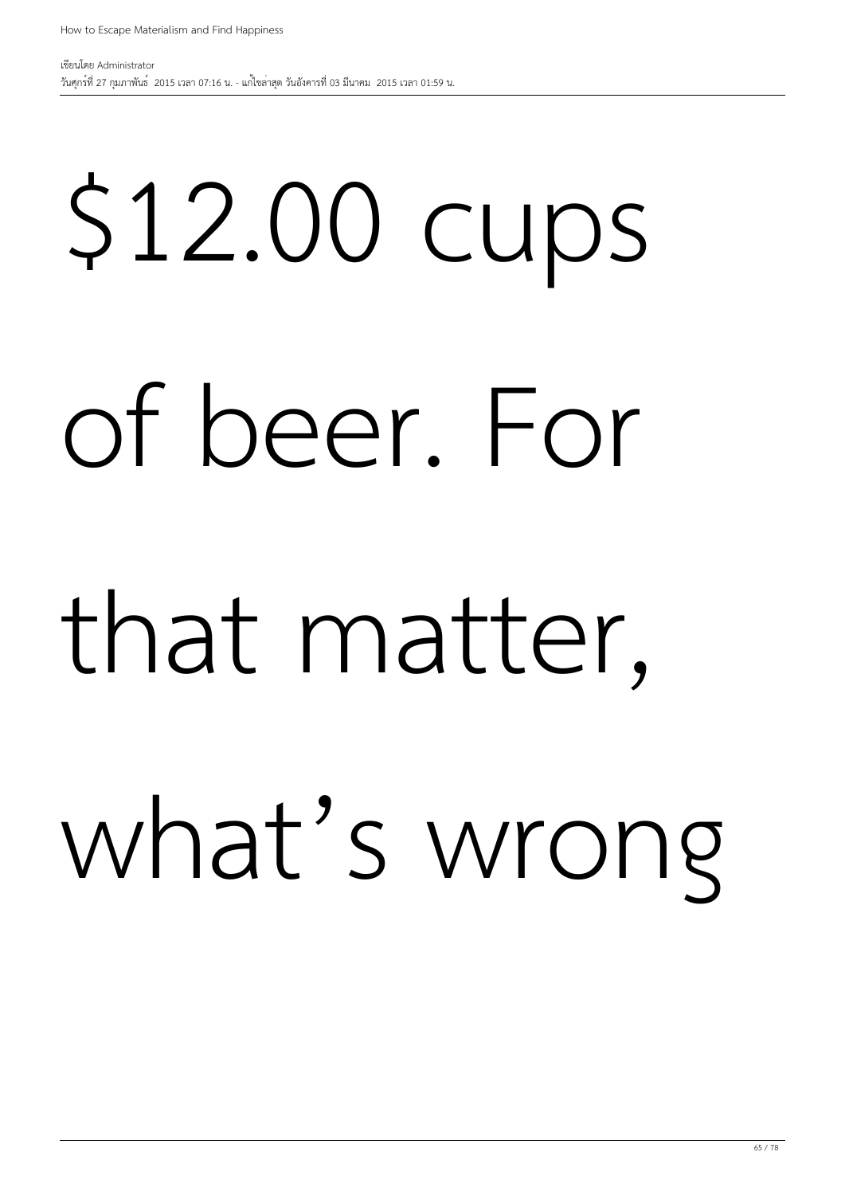$12.00 cups of beer. For that matter, what’s wrong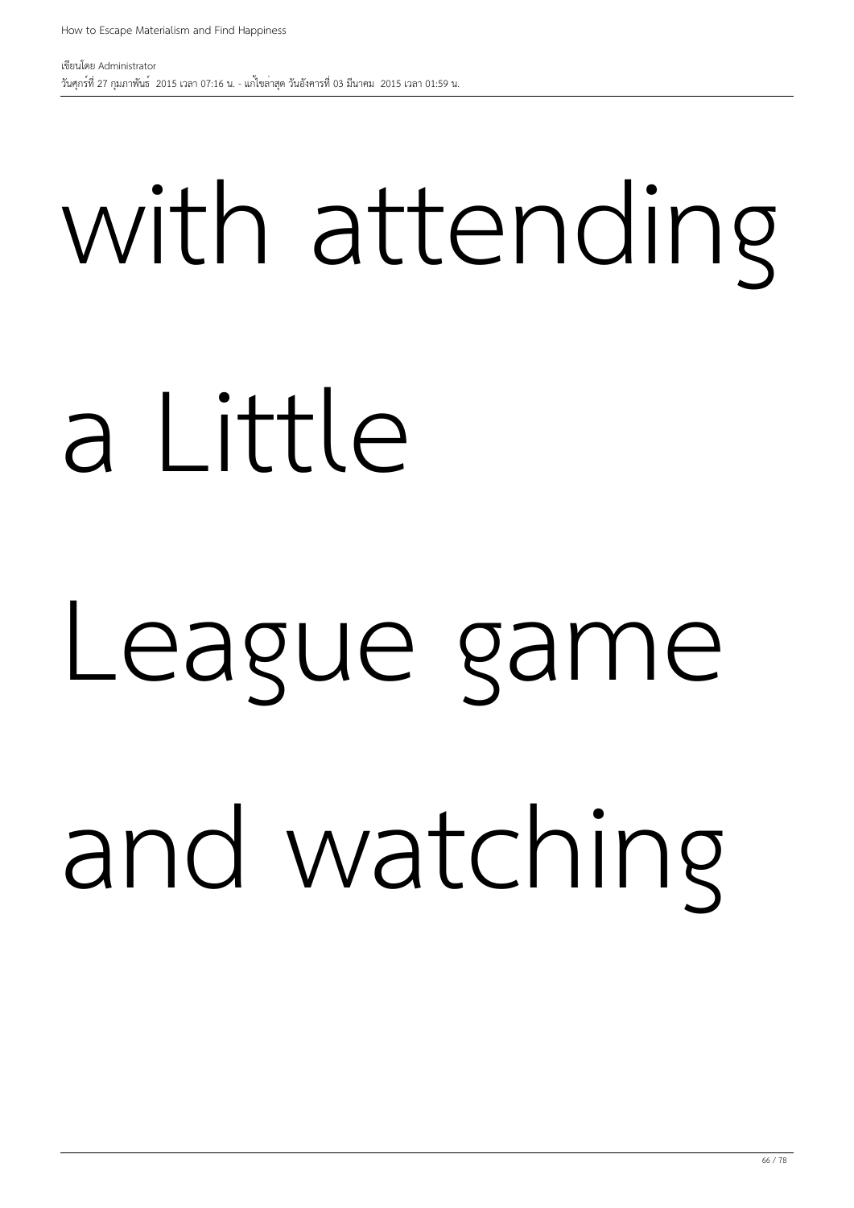with attending

a Little

League game

and watching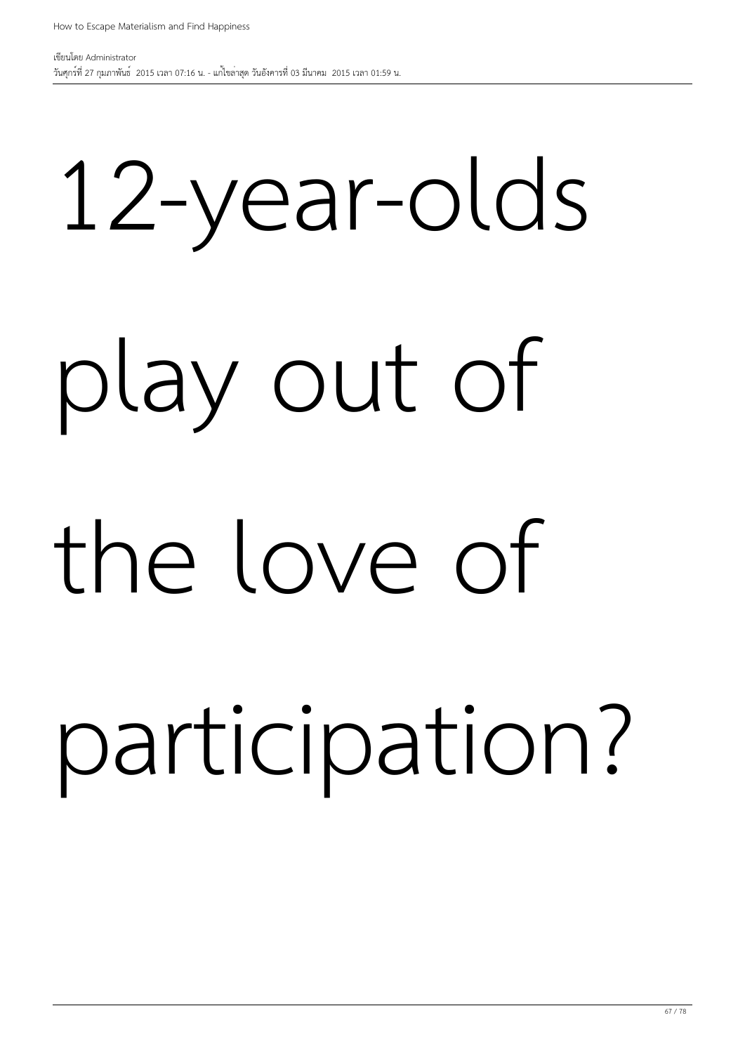12-year-olds play out of the love of participation?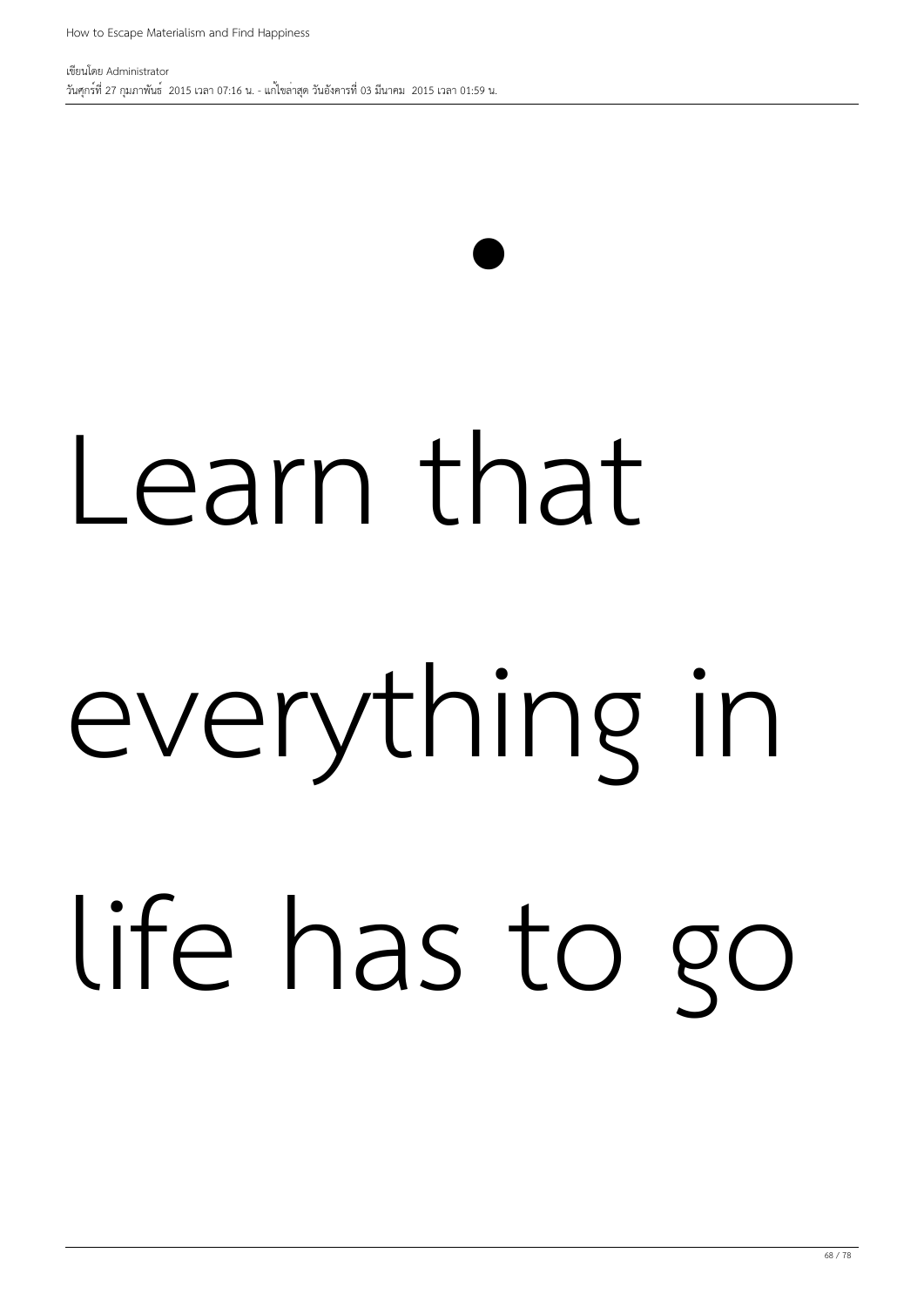- Learn that everything in life has to go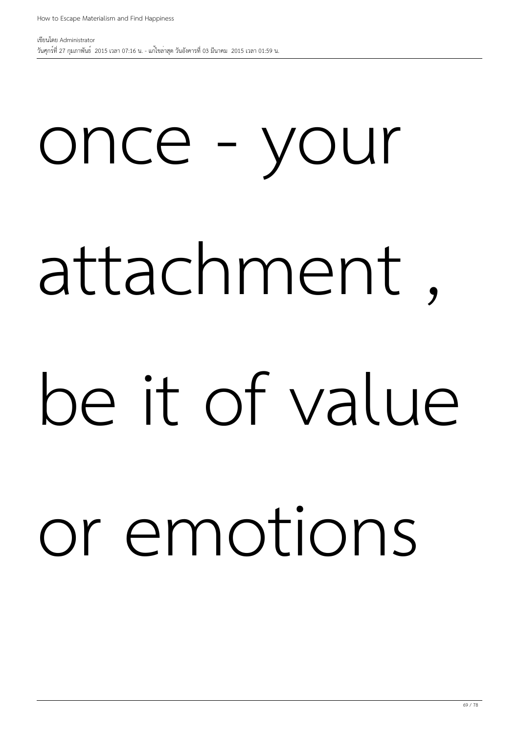once - your attachment , be it of value or emotions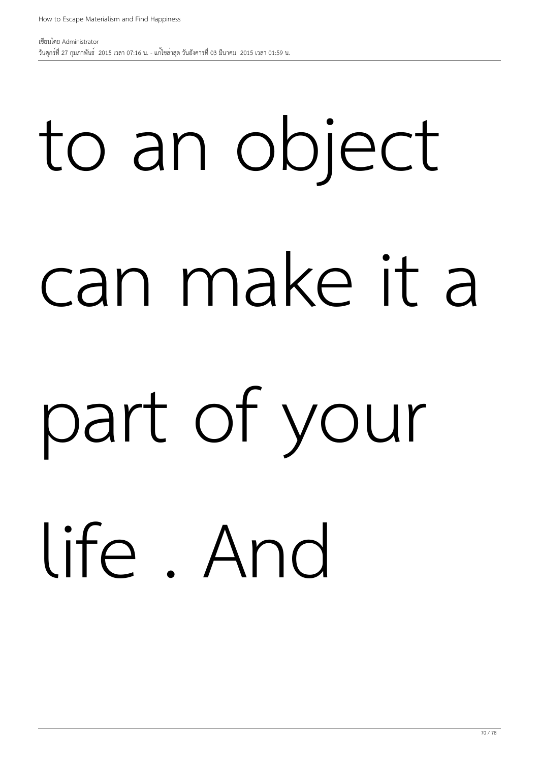to an object can make it a part of your life . And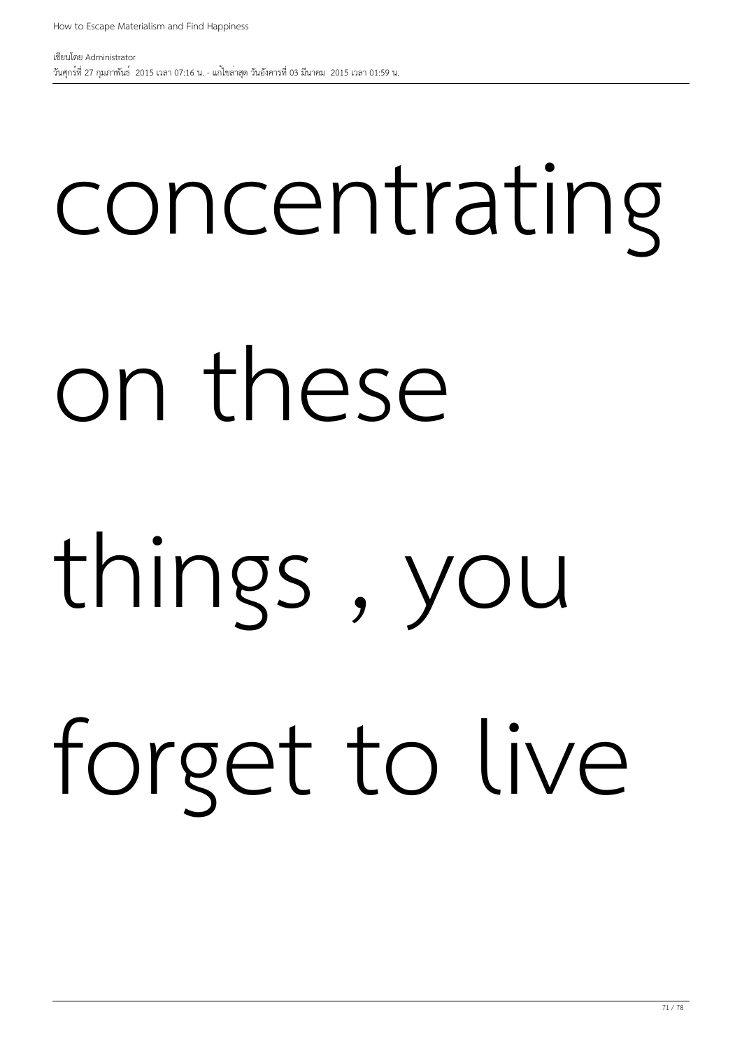concentrating on these things , you forget to live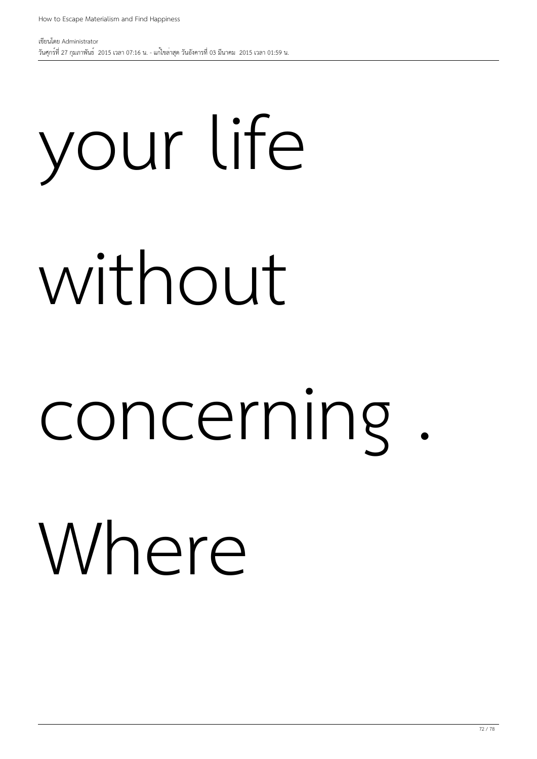your life

without

concerning .

Where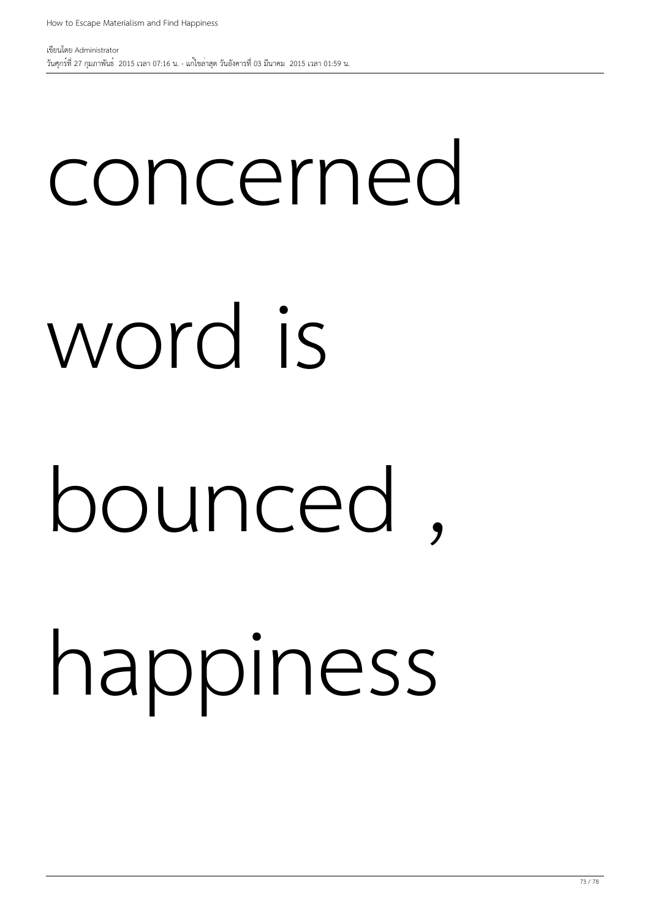concerned

word is

bounced ,

happiness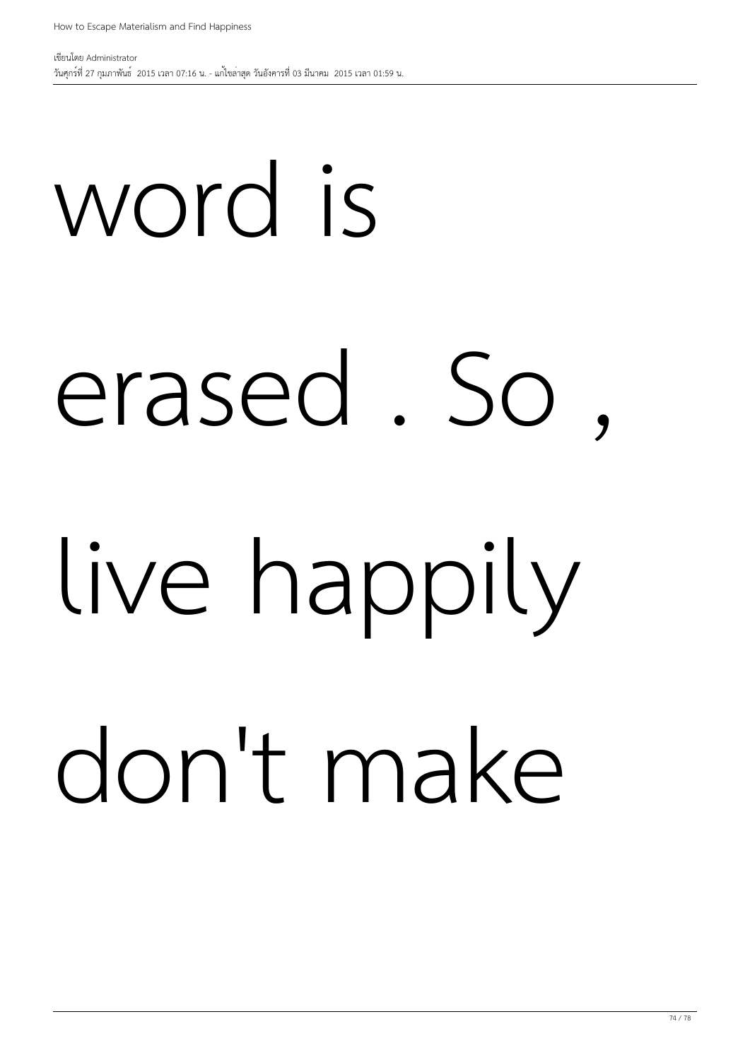word is

erased . So ,

live happily

don't make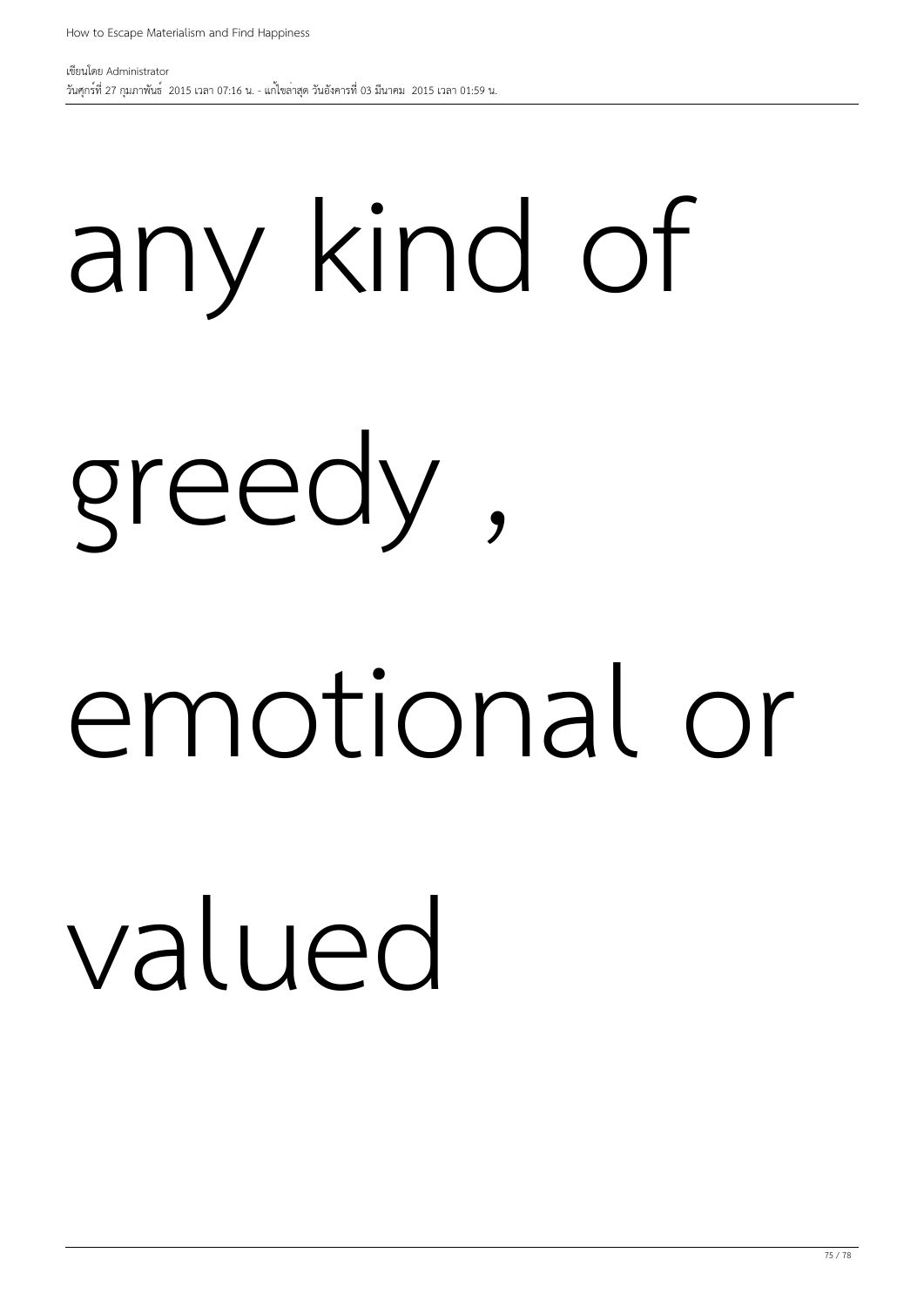any kind of

greedy ,

emotional or

valued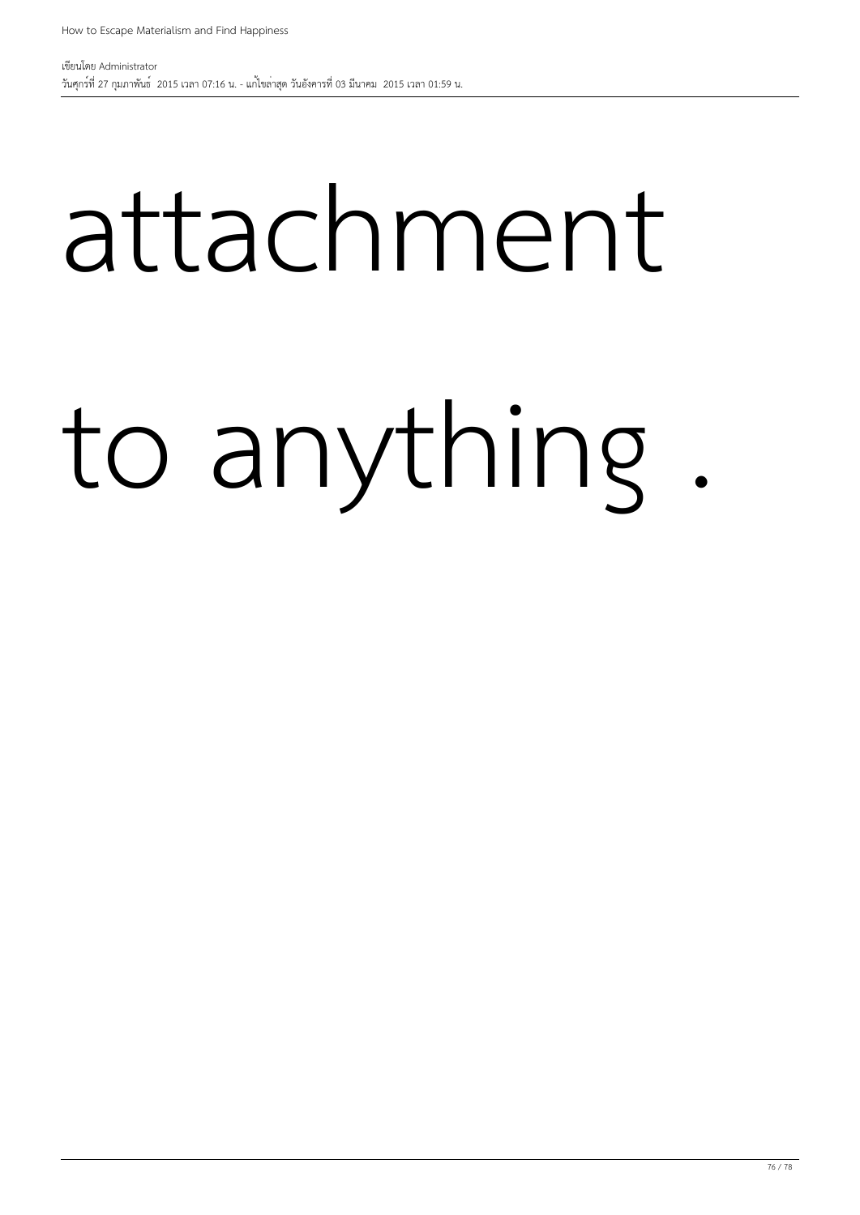attachment

to anything .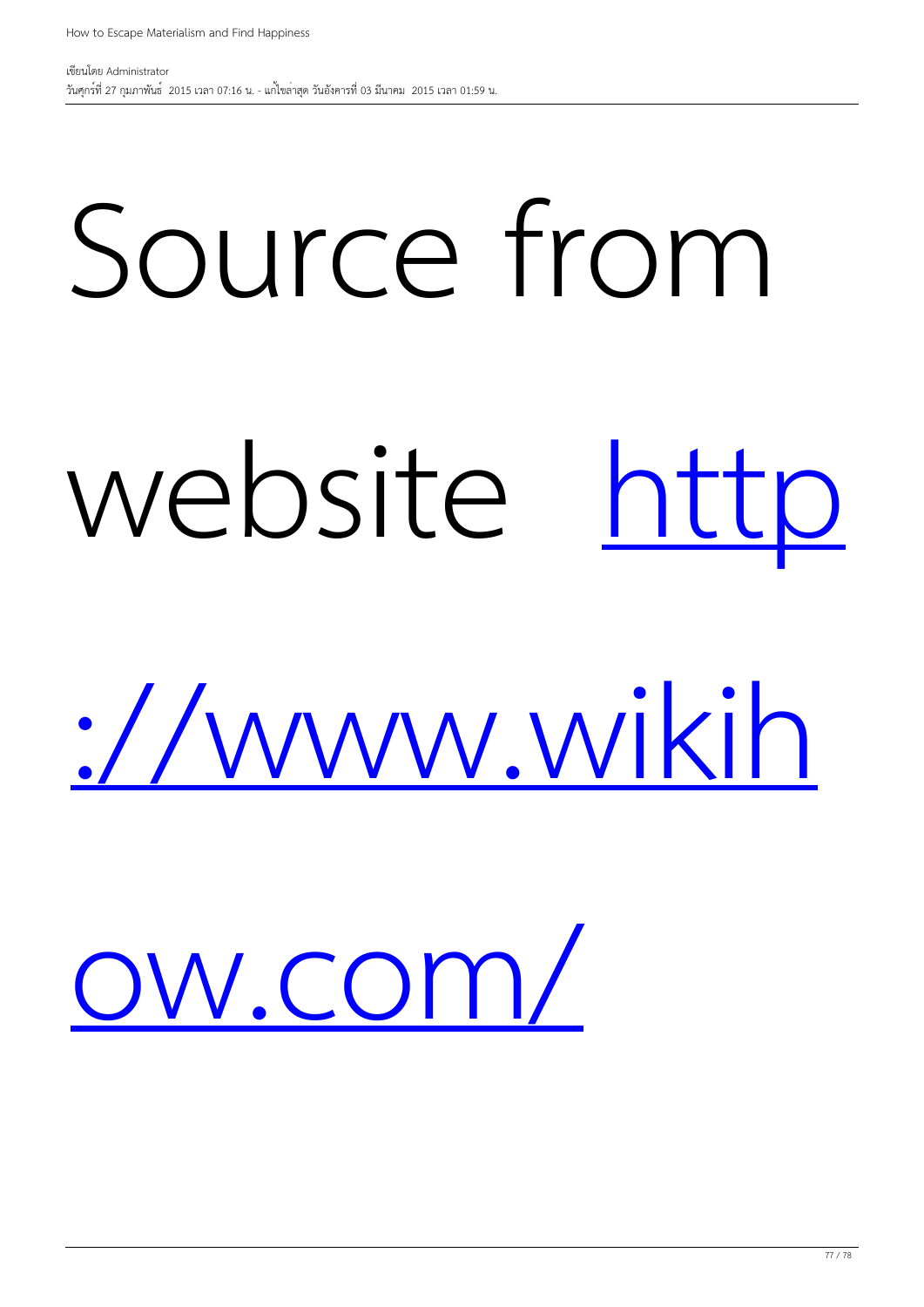Source from website [http://www.wikihow.com/](http://www.wikihow.com/)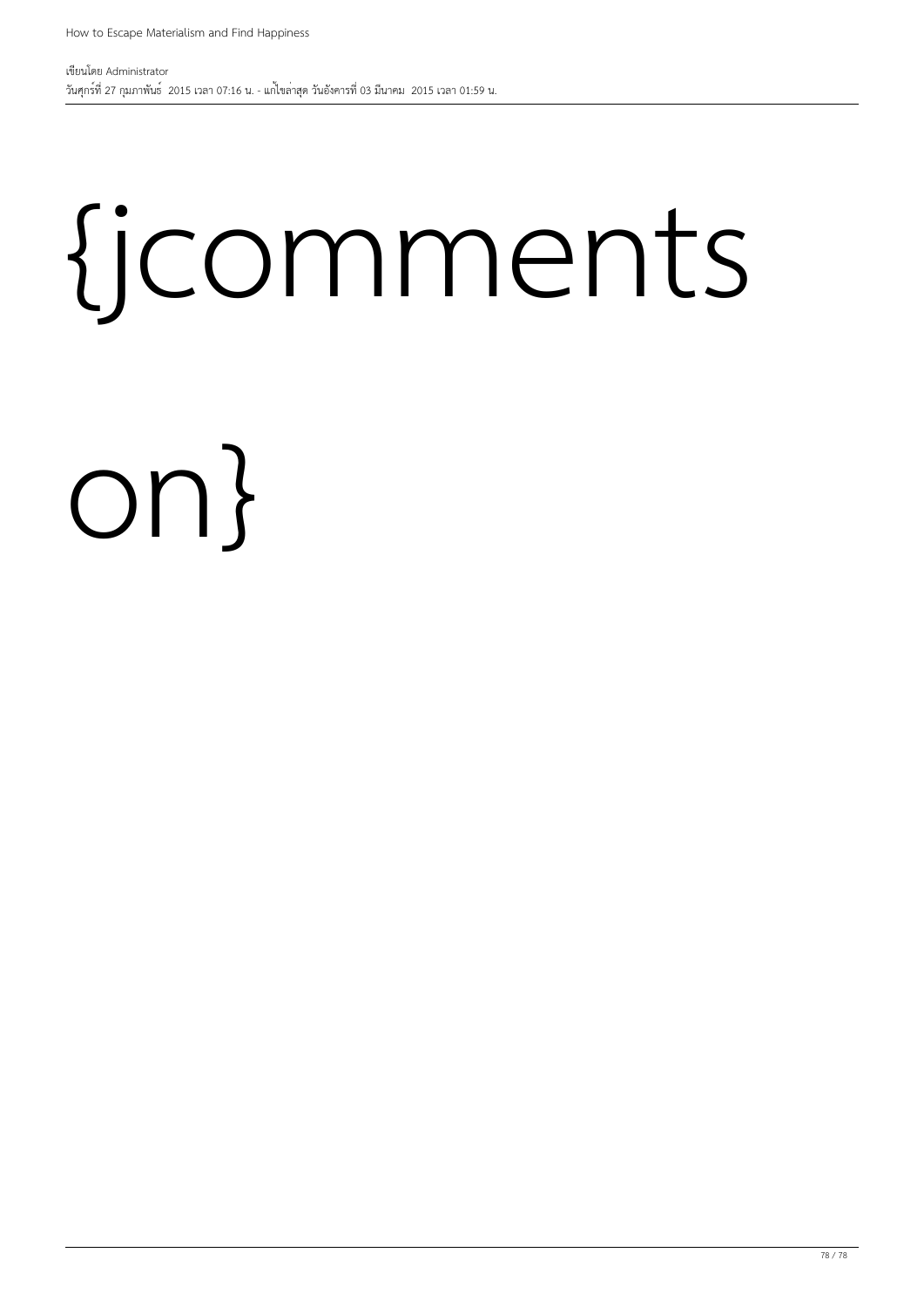{jcomments on}